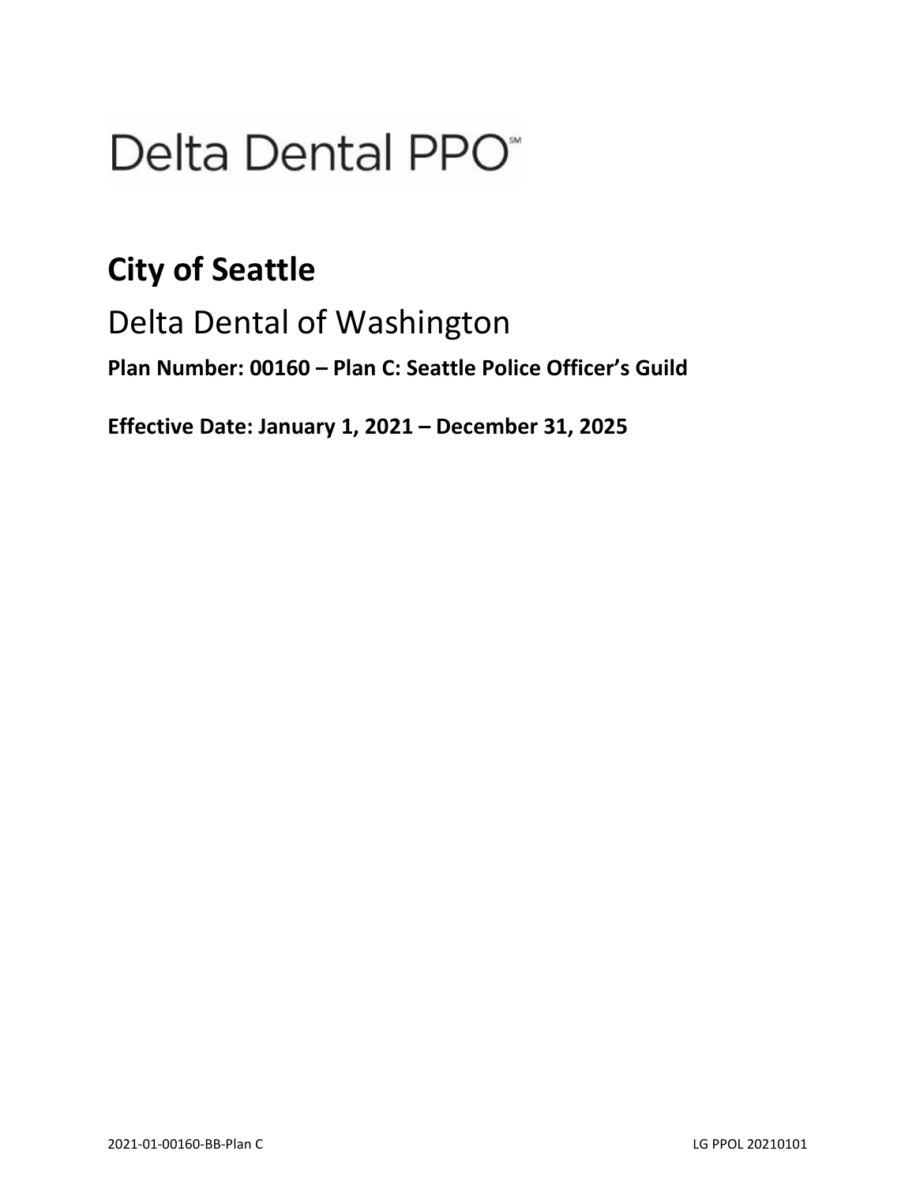# Delta Dental PPO℠

## City of Seattle

Delta Dental of Washington

**Plan Number: 00160 – Plan C: Seattle Police Officer's Guild**

**Effective Date: January 1, 2021 – December 31, 2025**

2021-01-00160-BB-Plan C LG PPOL 20210101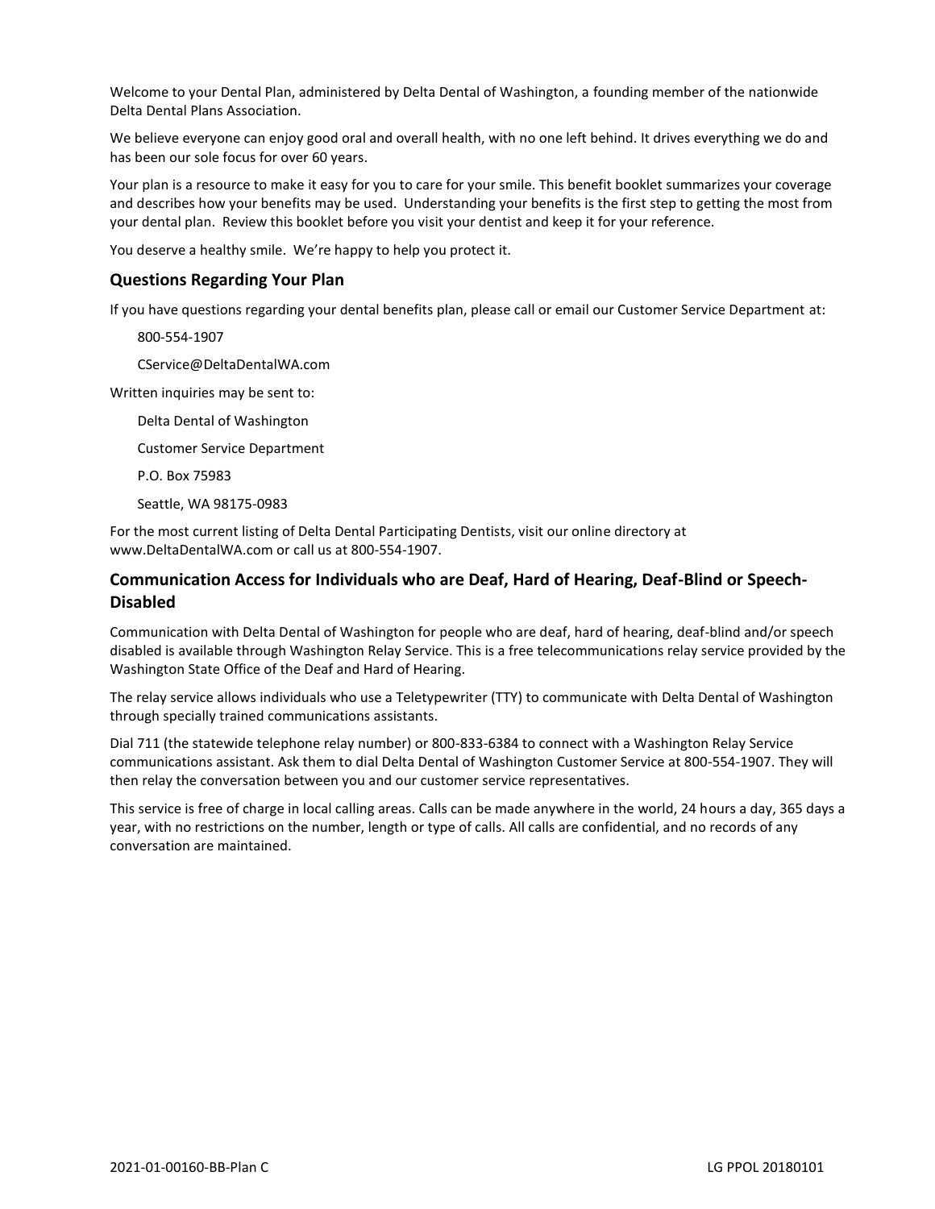Welcome to your Dental Plan, administered by Delta Dental of Washington, a founding member of the nationwide Delta Dental Plans Association.

We believe everyone can enjoy good oral and overall health, with no one left behind. It drives everything we do and has been our sole focus for over 60 years.

Your plan is a resource to make it easy for you to care for your smile. This benefit booklet summarizes your coverage and describes how your benefits may be used. Understanding your benefits is the first step to getting the most from your dental plan. Review this booklet before you visit your dentist and keep it for your reference.

You deserve a healthy smile. We're happy to help you protect it.

## Questions Regarding Your Plan

If you have questions regarding your dental benefits plan, please call or email our Customer Service Department at:

800-554-1907

CService@DeltaDentalWA.com

Written inquiries may be sent to:

Delta Dental of Washington

Customer Service Department

P.O. Box 75983

Seattle, WA 98175-0983

For the most current listing of Delta Dental Participating Dentists, visit our online directory at www.DeltaDentalWA.com or call us at 800-554-1907.

## Communication Access for Individuals who are Deaf, Hard of Hearing, Deaf-Blind or Speech-Disabled

Communication with Delta Dental of Washington for people who are deaf, hard of hearing, deaf-blind and/or speech disabled is available through Washington Relay Service. This is a free telecommunications relay service provided by the Washington State Office of the Deaf and Hard of Hearing.

The relay service allows individuals who use a Teletypewriter (TTY) to communicate with Delta Dental of Washington through specially trained communications assistants.

Dial 711 (the statewide telephone relay number) or 800-833-6384 to connect with a Washington Relay Service communications assistant. Ask them to dial Delta Dental of Washington Customer Service at 800-554-1907. They will then relay the conversation between you and our customer service representatives.

This service is free of charge in local calling areas. Calls can be made anywhere in the world, 24 hours a day, 365 days a year, with no restrictions on the number, length or type of calls. All calls are confidential, and no records of any conversation are maintained.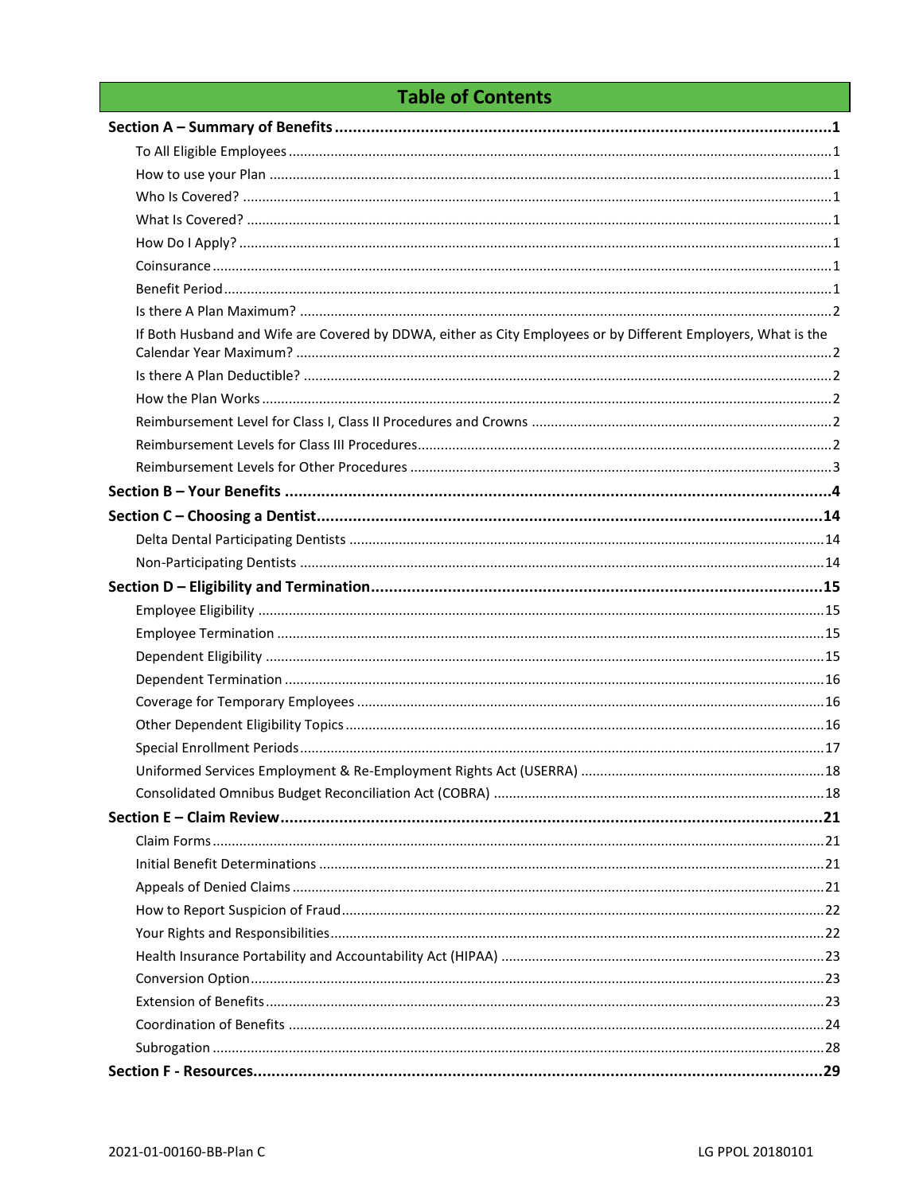# Table of Contents

**Section A – Summary of Benefits** ..... **1**

- To All Eligible Employees ..... 1
- How to use your Plan ..... 1
- Who Is Covered? ..... 1
- What Is Covered? ..... 1
- How Do I Apply? ..... 1
- Coinsurance ..... 1
- Benefit Period ..... 1
- Is there A Plan Maximum? ..... 2
- If Both Husband and Wife are Covered by DDWA, either as City Employees or by Different Employers, What is the Calendar Year Maximum? ..... 2
- Is there A Plan Deductible? ..... 2
- How the Plan Works ..... 2
- Reimbursement Level for Class I, Class II Procedures and Crowns ..... 2
- Reimbursement Levels for Class III Procedures ..... 2
- Reimbursement Levels for Other Procedures ..... 3

**Section B – Your Benefits** ..... **4**

**Section C – Choosing a Dentist** ..... **14**

- Delta Dental Participating Dentists ..... 14
- Non-Participating Dentists ..... 14

**Section D – Eligibility and Termination** ..... **15**

- Employee Eligibility ..... 15
- Employee Termination ..... 15
- Dependent Eligibility ..... 15
- Dependent Termination ..... 16
- Coverage for Temporary Employees ..... 16
- Other Dependent Eligibility Topics ..... 16
- Special Enrollment Periods ..... 17
- Uniformed Services Employment & Re-Employment Rights Act (USERRA) ..... 18
- Consolidated Omnibus Budget Reconciliation Act (COBRA) ..... 18

**Section E – Claim Review** ..... **21**

- Claim Forms ..... 21
- Initial Benefit Determinations ..... 21
- Appeals of Denied Claims ..... 21
- How to Report Suspicion of Fraud ..... 22
- Your Rights and Responsibilities ..... 22
- Health Insurance Portability and Accountability Act (HIPAA) ..... 23
- Conversion Option ..... 23
- Extension of Benefits ..... 23
- Coordination of Benefits ..... 24
- Subrogation ..... 28

**Section F - Resources** ..... **29**

2021-01-00160-BB-Plan C LG PPOL 20180101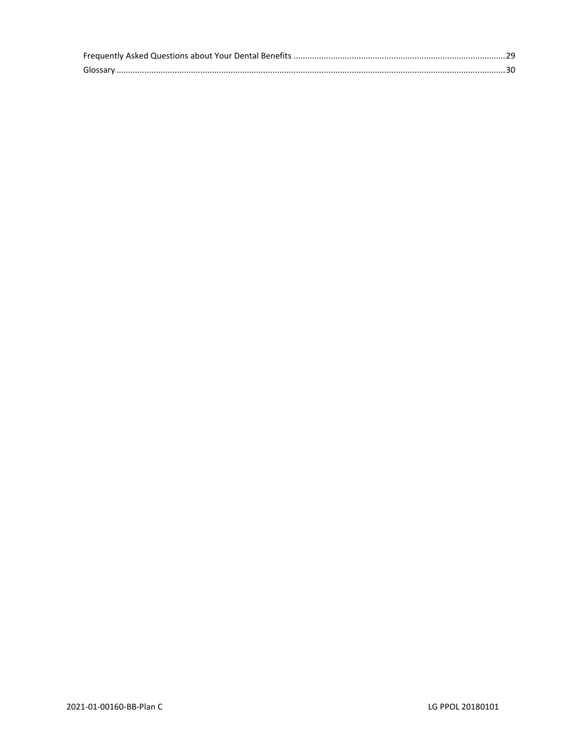Frequently Asked Questions about Your Dental Benefits ........................................................................................29

Glossary .....................................................................................................................................................30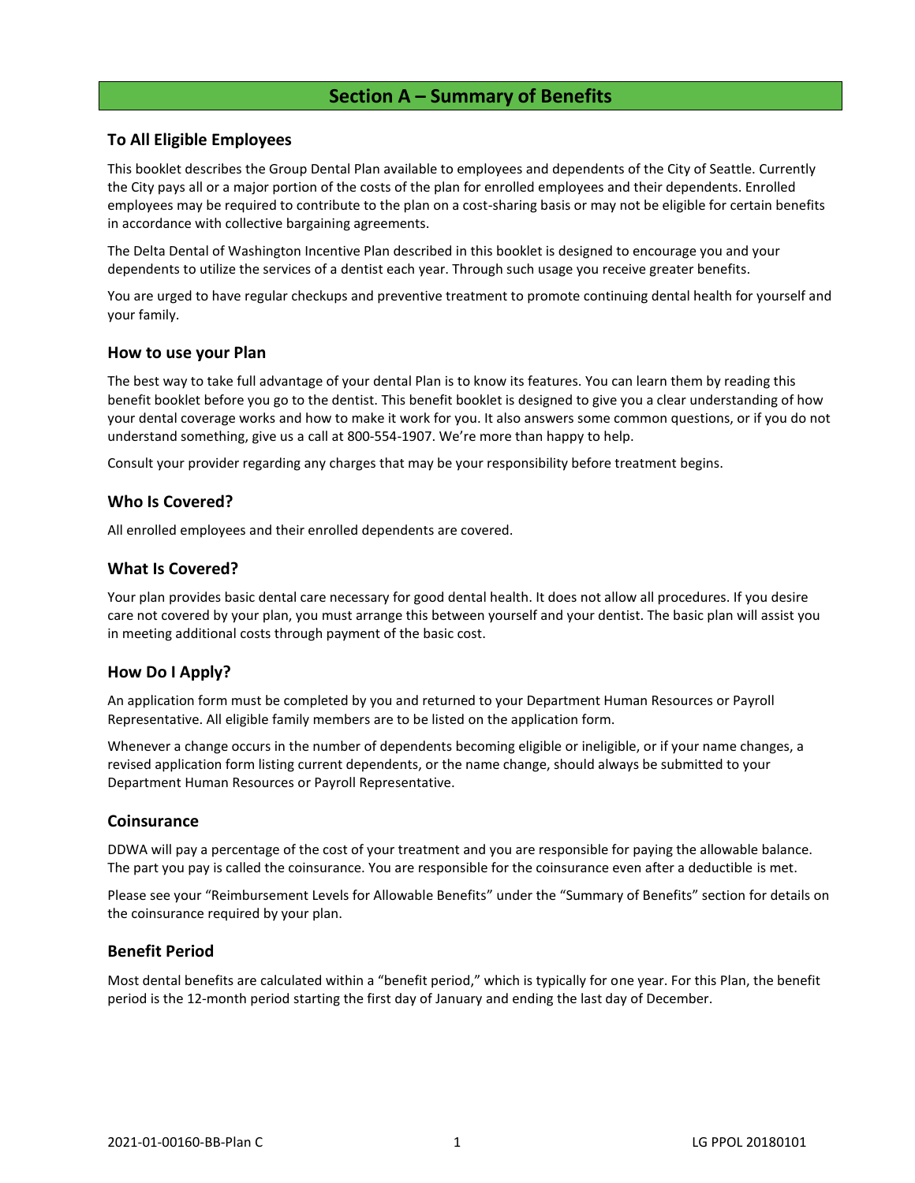# Section A – Summary of Benefits

## To All Eligible Employees

This booklet describes the Group Dental Plan available to employees and dependents of the City of Seattle. Currently the City pays all or a major portion of the costs of the plan for enrolled employees and their dependents. Enrolled employees may be required to contribute to the plan on a cost-sharing basis or may not be eligible for certain benefits in accordance with collective bargaining agreements.

The Delta Dental of Washington Incentive Plan described in this booklet is designed to encourage you and your dependents to utilize the services of a dentist each year. Through such usage you receive greater benefits.

You are urged to have regular checkups and preventive treatment to promote continuing dental health for yourself and your family.

## How to use your Plan

The best way to take full advantage of your dental Plan is to know its features. You can learn them by reading this benefit booklet before you go to the dentist. This benefit booklet is designed to give you a clear understanding of how your dental coverage works and how to make it work for you. It also answers some common questions, or if you do not understand something, give us a call at 800-554-1907. We're more than happy to help.

Consult your provider regarding any charges that may be your responsibility before treatment begins.

## Who Is Covered?

All enrolled employees and their enrolled dependents are covered.

## What Is Covered?

Your plan provides basic dental care necessary for good dental health. It does not allow all procedures. If you desire care not covered by your plan, you must arrange this between yourself and your dentist. The basic plan will assist you in meeting additional costs through payment of the basic cost.

## How Do I Apply?

An application form must be completed by you and returned to your Department Human Resources or Payroll Representative. All eligible family members are to be listed on the application form.

Whenever a change occurs in the number of dependents becoming eligible or ineligible, or if your name changes, a revised application form listing current dependents, or the name change, should always be submitted to your Department Human Resources or Payroll Representative.

## Coinsurance

DDWA will pay a percentage of the cost of your treatment and you are responsible for paying the allowable balance. The part you pay is called the coinsurance. You are responsible for the coinsurance even after a deductible is met.

Please see your "Reimbursement Levels for Allowable Benefits" under the "Summary of Benefits" section for details on the coinsurance required by your plan.

## Benefit Period

Most dental benefits are calculated within a "benefit period," which is typically for one year. For this Plan, the benefit period is the 12-month period starting the first day of January and ending the last day of December.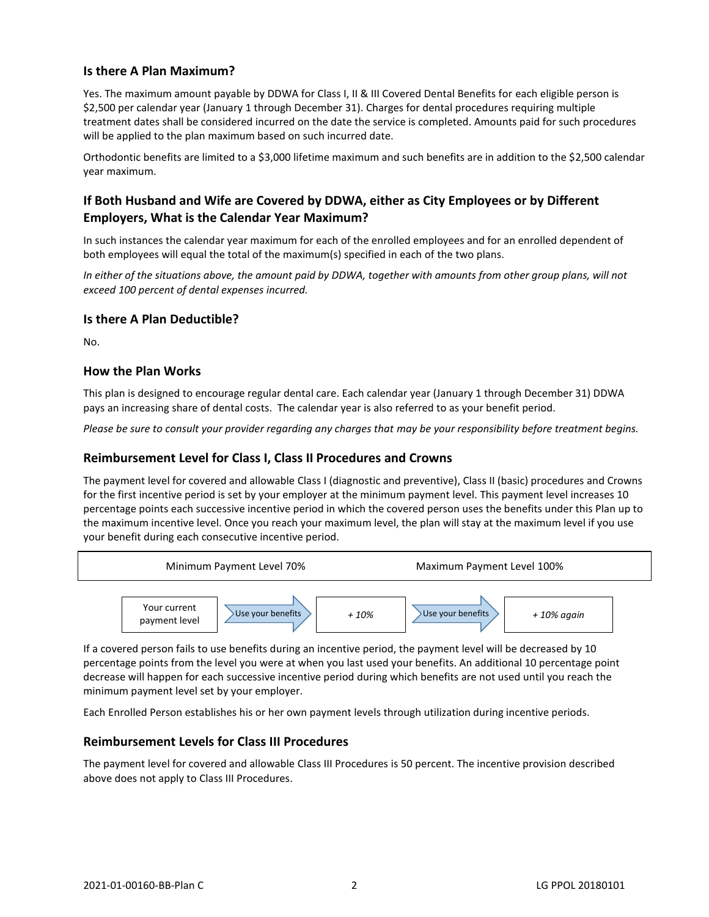## Is there A Plan Maximum?

Yes. The maximum amount payable by DDWA for Class I, II & III Covered Dental Benefits for each eligible person is $2,500 per calendar year (January 1 through December 31). Charges for dental procedures requiring multiple treatment dates shall be considered incurred on the date the service is completed. Amounts paid for such procedures will be applied to the plan maximum based on such incurred date.

Orthodontic benefits are limited to a $3,000 lifetime maximum and such benefits are in addition to the $2,500 calendar year maximum.

## If Both Husband and Wife are Covered by DDWA, either as City Employees or by Different Employers, What is the Calendar Year Maximum?

In such instances the calendar year maximum for each of the enrolled employees and for an enrolled dependent of both employees will equal the total of the maximum(s) specified in each of the two plans.

*In either of the situations above, the amount paid by DDWA, together with amounts from other group plans, will not exceed 100 percent of dental expenses incurred.*

## Is there A Plan Deductible?

No.

## How the Plan Works

This plan is designed to encourage regular dental care. Each calendar year (January 1 through December 31) DDWA pays an increasing share of dental costs. The calendar year is also referred to as your benefit period.

*Please be sure to consult your provider regarding any charges that may be your responsibility before treatment begins.*

## Reimbursement Level for Class I, Class II Procedures and Crowns

The payment level for covered and allowable Class I (diagnostic and preventive), Class II (basic) procedures and Crowns for the first incentive period is set by your employer at the minimum payment level. This payment level increases 10 percentage points each successive incentive period in which the covered person uses the benefits under this Plan up to the maximum incentive level. Once you reach your maximum level, the plan will stay at the maximum level if you use your benefit during each consecutive incentive period.

| Minimum Payment Level 70% | Maximum Payment Level 100% |
|---|---|

Your current payment level → Use your benefits → *+ 10%* → Use your benefits → *+ 10% again*

If a covered person fails to use benefits during an incentive period, the payment level will be decreased by 10 percentage points from the level you were at when you last used your benefits. An additional 10 percentage point decrease will happen for each successive incentive period during which benefits are not used until you reach the minimum payment level set by your employer.

Each Enrolled Person establishes his or her own payment levels through utilization during incentive periods.

## Reimbursement Levels for Class III Procedures

The payment level for covered and allowable Class III Procedures is 50 percent. The incentive provision described above does not apply to Class III Procedures.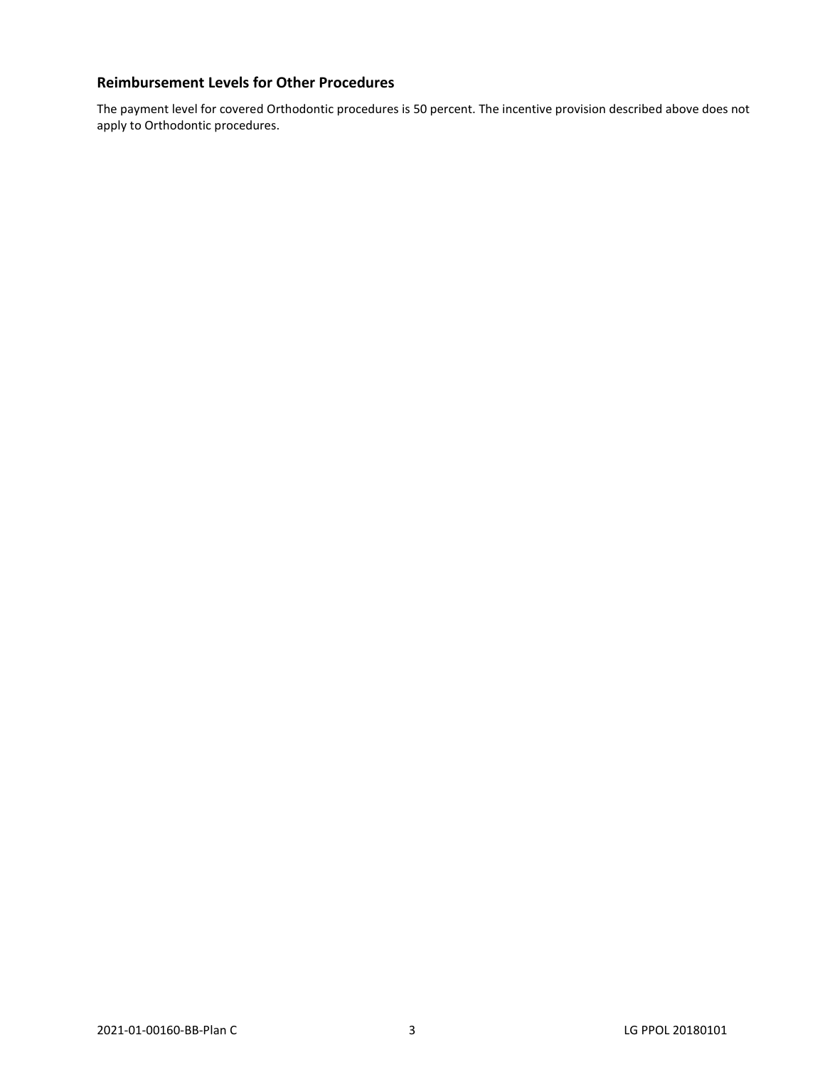## Reimbursement Levels for Other Procedures

The payment level for covered Orthodontic procedures is 50 percent. The incentive provision described above does not apply to Orthodontic procedures.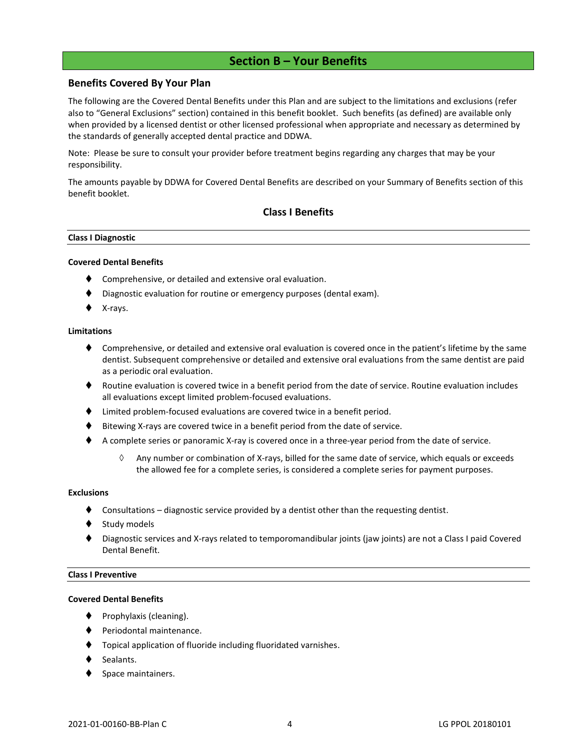# Section B – Your Benefits

## Benefits Covered By Your Plan

The following are the Covered Dental Benefits under this Plan and are subject to the limitations and exclusions (refer also to "General Exclusions" section) contained in this benefit booklet. Such benefits (as defined) are available only when provided by a licensed dentist or other licensed professional when appropriate and necessary as determined by the standards of generally accepted dental practice and DDWA.

Note: Please be sure to consult your provider before treatment begins regarding any charges that may be your responsibility.

The amounts payable by DDWA for Covered Dental Benefits are described on your Summary of Benefits section of this benefit booklet.

### Class I Benefits

#### Class I Diagnostic

**Covered Dental Benefits**

- Comprehensive, or detailed and extensive oral evaluation.
- Diagnostic evaluation for routine or emergency purposes (dental exam).
- X-rays.

**Limitations**

- Comprehensive, or detailed and extensive oral evaluation is covered once in the patient's lifetime by the same dentist. Subsequent comprehensive or detailed and extensive oral evaluations from the same dentist are paid as a periodic oral evaluation.
- Routine evaluation is covered twice in a benefit period from the date of service. Routine evaluation includes all evaluations except limited problem-focused evaluations.
- Limited problem-focused evaluations are covered twice in a benefit period.
- Bitewing X-rays are covered twice in a benefit period from the date of service.
- A complete series or panoramic X-ray is covered once in a three-year period from the date of service.
  - Any number or combination of X-rays, billed for the same date of service, which equals or exceeds the allowed fee for a complete series, is considered a complete series for payment purposes.

**Exclusions**

- Consultations – diagnostic service provided by a dentist other than the requesting dentist.
- Study models
- Diagnostic services and X-rays related to temporomandibular joints (jaw joints) are not a Class I paid Covered Dental Benefit.

#### Class I Preventive

**Covered Dental Benefits**

- Prophylaxis (cleaning).
- Periodontal maintenance.
- Topical application of fluoride including fluoridated varnishes.
- Sealants.
- Space maintainers.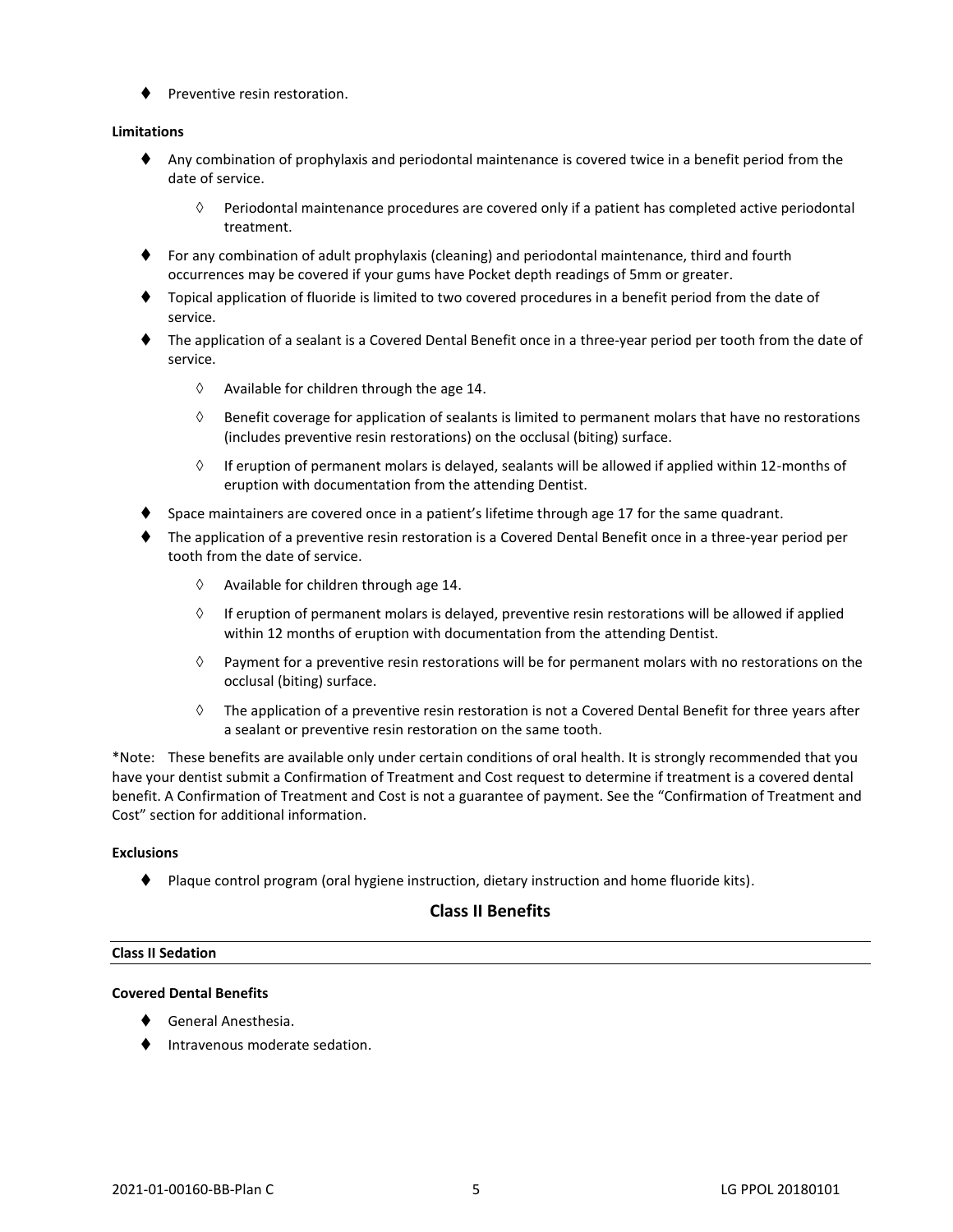- Preventive resin restoration.

**Limitations**

- Any combination of prophylaxis and periodontal maintenance is covered twice in a benefit period from the date of service.
  - Periodontal maintenance procedures are covered only if a patient has completed active periodontal treatment.
- For any combination of adult prophylaxis (cleaning) and periodontal maintenance, third and fourth occurrences may be covered if your gums have Pocket depth readings of 5mm or greater.
- Topical application of fluoride is limited to two covered procedures in a benefit period from the date of service.
- The application of a sealant is a Covered Dental Benefit once in a three-year period per tooth from the date of service.
  - Available for children through the age 14.
  - Benefit coverage for application of sealants is limited to permanent molars that have no restorations (includes preventive resin restorations) on the occlusal (biting) surface.
  - If eruption of permanent molars is delayed, sealants will be allowed if applied within 12-months of eruption with documentation from the attending Dentist.
- Space maintainers are covered once in a patient's lifetime through age 17 for the same quadrant.
- The application of a preventive resin restoration is a Covered Dental Benefit once in a three-year period per tooth from the date of service.
  - Available for children through age 14.
  - If eruption of permanent molars is delayed, preventive resin restorations will be allowed if applied within 12 months of eruption with documentation from the attending Dentist.
  - Payment for a preventive resin restorations will be for permanent molars with no restorations on the occlusal (biting) surface.
  - The application of a preventive resin restoration is not a Covered Dental Benefit for three years after a sealant or preventive resin restoration on the same tooth.

*Note: These benefits are available only under certain conditions of oral health. It is strongly recommended that you have your dentist submit a Confirmation of Treatment and Cost request to determine if treatment is a covered dental benefit. A Confirmation of Treatment and Cost is not a guarantee of payment. See the "Confirmation of Treatment and Cost" section for additional information.

**Exclusions**

- Plaque control program (oral hygiene instruction, dietary instruction and home fluoride kits).

## Class II Benefits

### Class II Sedation

**Covered Dental Benefits**

- General Anesthesia.
- Intravenous moderate sedation.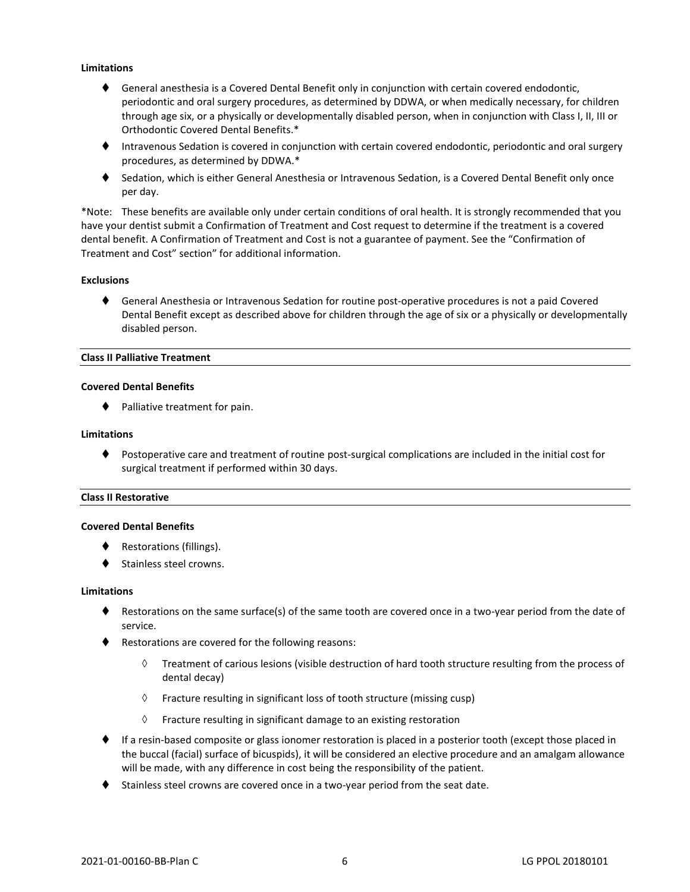**Limitations**

- General anesthesia is a Covered Dental Benefit only in conjunction with certain covered endodontic, periodontic and oral surgery procedures, as determined by DDWA, or when medically necessary, for children through age six, or a physically or developmentally disabled person, when in conjunction with Class I, II, III or Orthodontic Covered Dental Benefits.*
- Intravenous Sedation is covered in conjunction with certain covered endodontic, periodontic and oral surgery procedures, as determined by DDWA.*
- Sedation, which is either General Anesthesia or Intravenous Sedation, is a Covered Dental Benefit only once per day.

*Note: These benefits are available only under certain conditions of oral health. It is strongly recommended that you have your dentist submit a Confirmation of Treatment and Cost request to determine if the treatment is a covered dental benefit. A Confirmation of Treatment and Cost is not a guarantee of payment. See the "Confirmation of Treatment and Cost" section" for additional information.

**Exclusions**

- General Anesthesia or Intravenous Sedation for routine post-operative procedures is not a paid Covered Dental Benefit except as described above for children through the age of six or a physically or developmentally disabled person.

## Class II Palliative Treatment

**Covered Dental Benefits**

- Palliative treatment for pain.

**Limitations**

- Postoperative care and treatment of routine post-surgical complications are included in the initial cost for surgical treatment if performed within 30 days.

## Class II Restorative

**Covered Dental Benefits**

- Restorations (fillings).
- Stainless steel crowns.

**Limitations**

- Restorations on the same surface(s) of the same tooth are covered once in a two-year period from the date of service.
- Restorations are covered for the following reasons:
  - Treatment of carious lesions (visible destruction of hard tooth structure resulting from the process of dental decay)
  - Fracture resulting in significant loss of tooth structure (missing cusp)
  - Fracture resulting in significant damage to an existing restoration
- If a resin-based composite or glass ionomer restoration is placed in a posterior tooth (except those placed in the buccal (facial) surface of bicuspids), it will be considered an elective procedure and an amalgam allowance will be made, with any difference in cost being the responsibility of the patient.
- Stainless steel crowns are covered once in a two-year period from the seat date.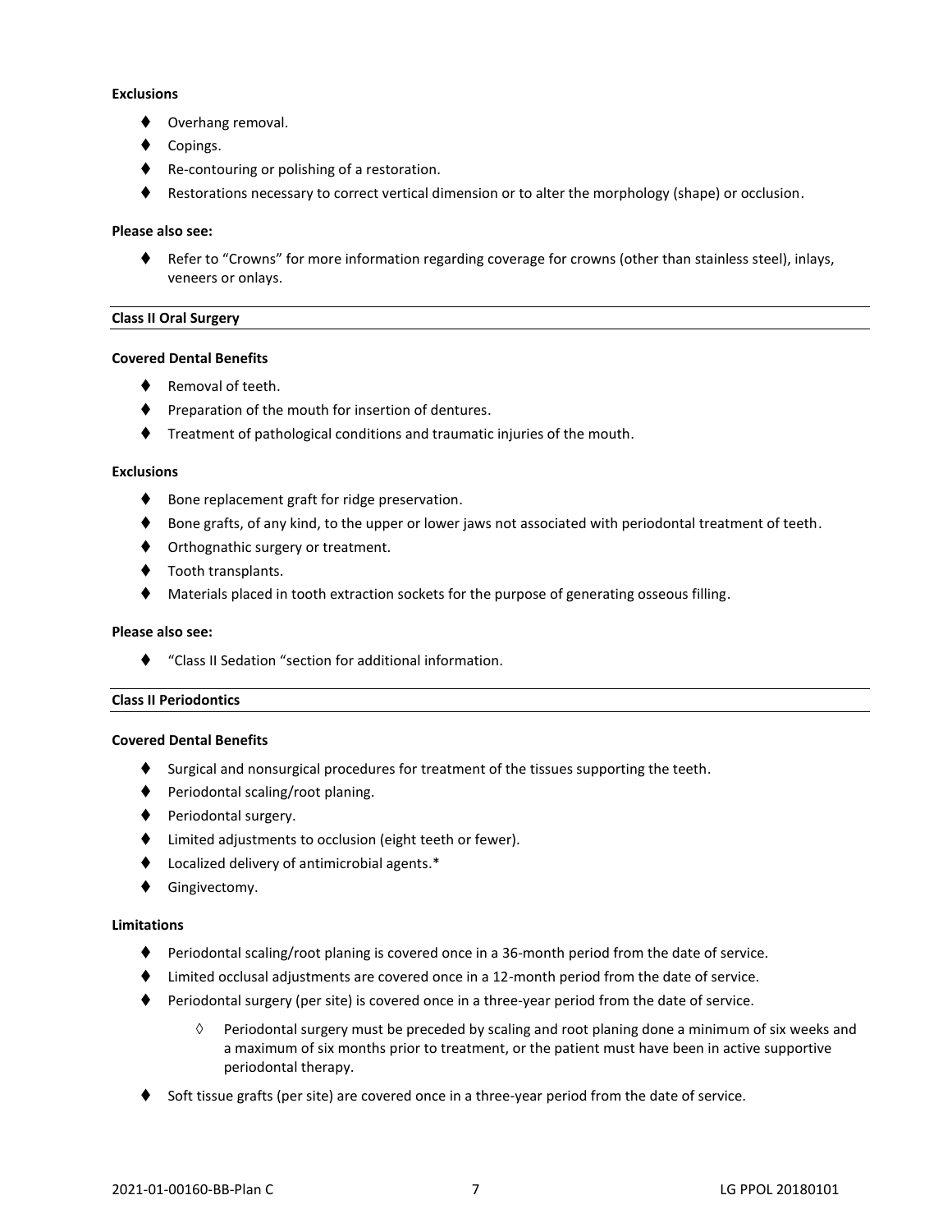**Exclusions**

- Overhang removal.
- Copings.
- Re-contouring or polishing of a restoration.
- Restorations necessary to correct vertical dimension or to alter the morphology (shape) or occlusion.

**Please also see:**

- Refer to "Crowns" for more information regarding coverage for crowns (other than stainless steel), inlays, veneers or onlays.

## Class II Oral Surgery

**Covered Dental Benefits**

- Removal of teeth.
- Preparation of the mouth for insertion of dentures.
- Treatment of pathological conditions and traumatic injuries of the mouth.

**Exclusions**

- Bone replacement graft for ridge preservation.
- Bone grafts, of any kind, to the upper or lower jaws not associated with periodontal treatment of teeth.
- Orthognathic surgery or treatment.
- Tooth transplants.
- Materials placed in tooth extraction sockets for the purpose of generating osseous filling.

**Please also see:**

- "Class II Sedation "section for additional information.

## Class II Periodontics

**Covered Dental Benefits**

- Surgical and nonsurgical procedures for treatment of the tissues supporting the teeth.
- Periodontal scaling/root planing.
- Periodontal surgery.
- Limited adjustments to occlusion (eight teeth or fewer).
- Localized delivery of antimicrobial agents.*
- Gingivectomy.

**Limitations**

- Periodontal scaling/root planing is covered once in a 36-month period from the date of service.
- Limited occlusal adjustments are covered once in a 12-month period from the date of service.
- Periodontal surgery (per site) is covered once in a three-year period from the date of service.
  - Periodontal surgery must be preceded by scaling and root planing done a minimum of six weeks and a maximum of six months prior to treatment, or the patient must have been in active supportive periodontal therapy.
- Soft tissue grafts (per site) are covered once in a three-year period from the date of service.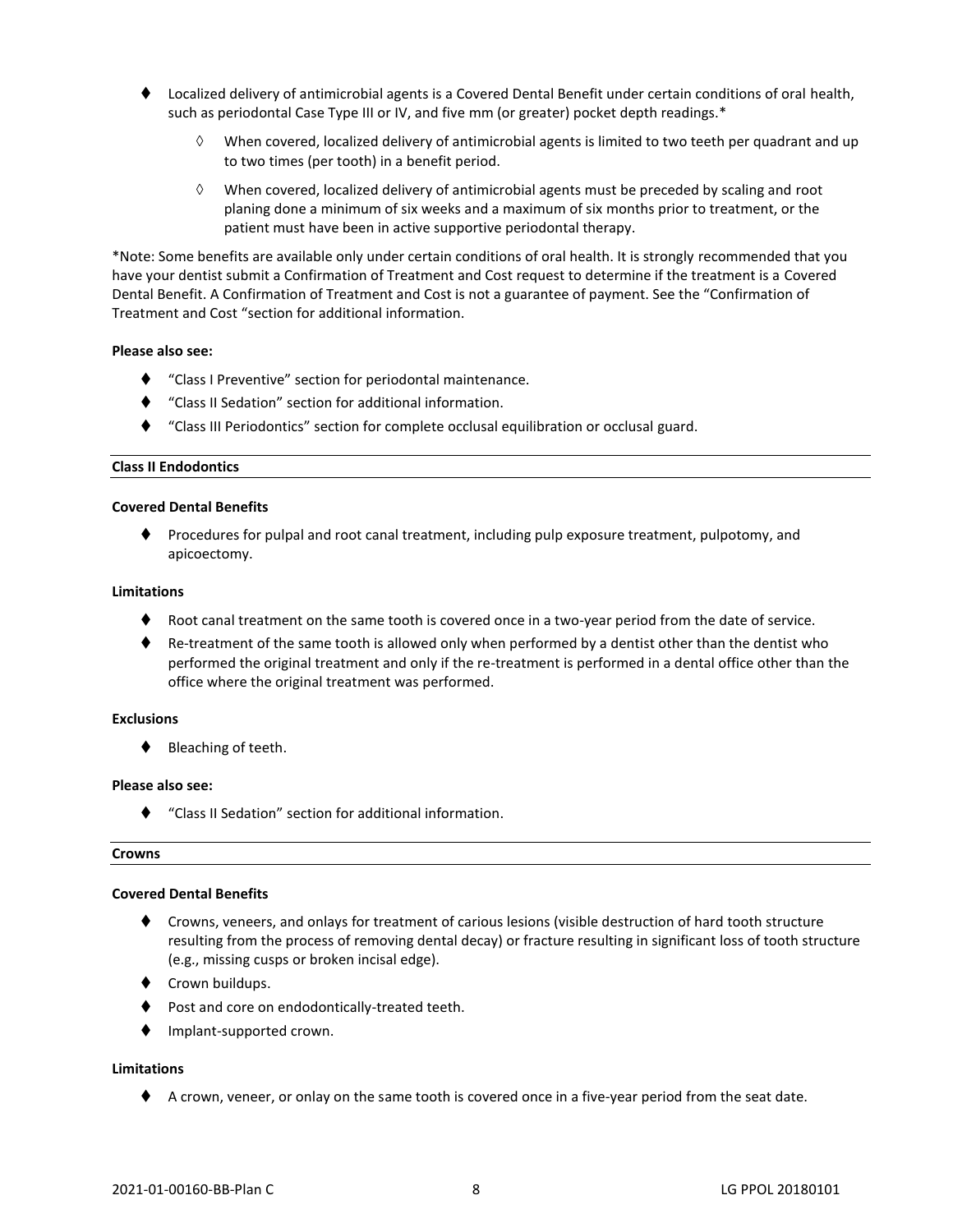- Localized delivery of antimicrobial agents is a Covered Dental Benefit under certain conditions of oral health, such as periodontal Case Type III or IV, and five mm (or greater) pocket depth readings.*
  - When covered, localized delivery of antimicrobial agents is limited to two teeth per quadrant and up to two times (per tooth) in a benefit period.
  - When covered, localized delivery of antimicrobial agents must be preceded by scaling and root planing done a minimum of six weeks and a maximum of six months prior to treatment, or the patient must have been in active supportive periodontal therapy.

*Note: Some benefits are available only under certain conditions of oral health. It is strongly recommended that you have your dentist submit a Confirmation of Treatment and Cost request to determine if the treatment is a Covered Dental Benefit. A Confirmation of Treatment and Cost is not a guarantee of payment. See the "Confirmation of Treatment and Cost "section for additional information.

**Please also see:**

- "Class I Preventive" section for periodontal maintenance.
- "Class II Sedation" section for additional information.
- "Class III Periodontics" section for complete occlusal equilibration or occlusal guard.

## Class II Endodontics

**Covered Dental Benefits**

- Procedures for pulpal and root canal treatment, including pulp exposure treatment, pulpotomy, and apicoectomy.

**Limitations**

- Root canal treatment on the same tooth is covered once in a two-year period from the date of service.
- Re-treatment of the same tooth is allowed only when performed by a dentist other than the dentist who performed the original treatment and only if the re-treatment is performed in a dental office other than the office where the original treatment was performed.

**Exclusions**

- Bleaching of teeth.

**Please also see:**

- "Class II Sedation" section for additional information.

## Crowns

**Covered Dental Benefits**

- Crowns, veneers, and onlays for treatment of carious lesions (visible destruction of hard tooth structure resulting from the process of removing dental decay) or fracture resulting in significant loss of tooth structure (e.g., missing cusps or broken incisal edge).
- Crown buildups.
- Post and core on endodontically-treated teeth.
- Implant-supported crown.

**Limitations**

- A crown, veneer, or onlay on the same tooth is covered once in a five-year period from the seat date.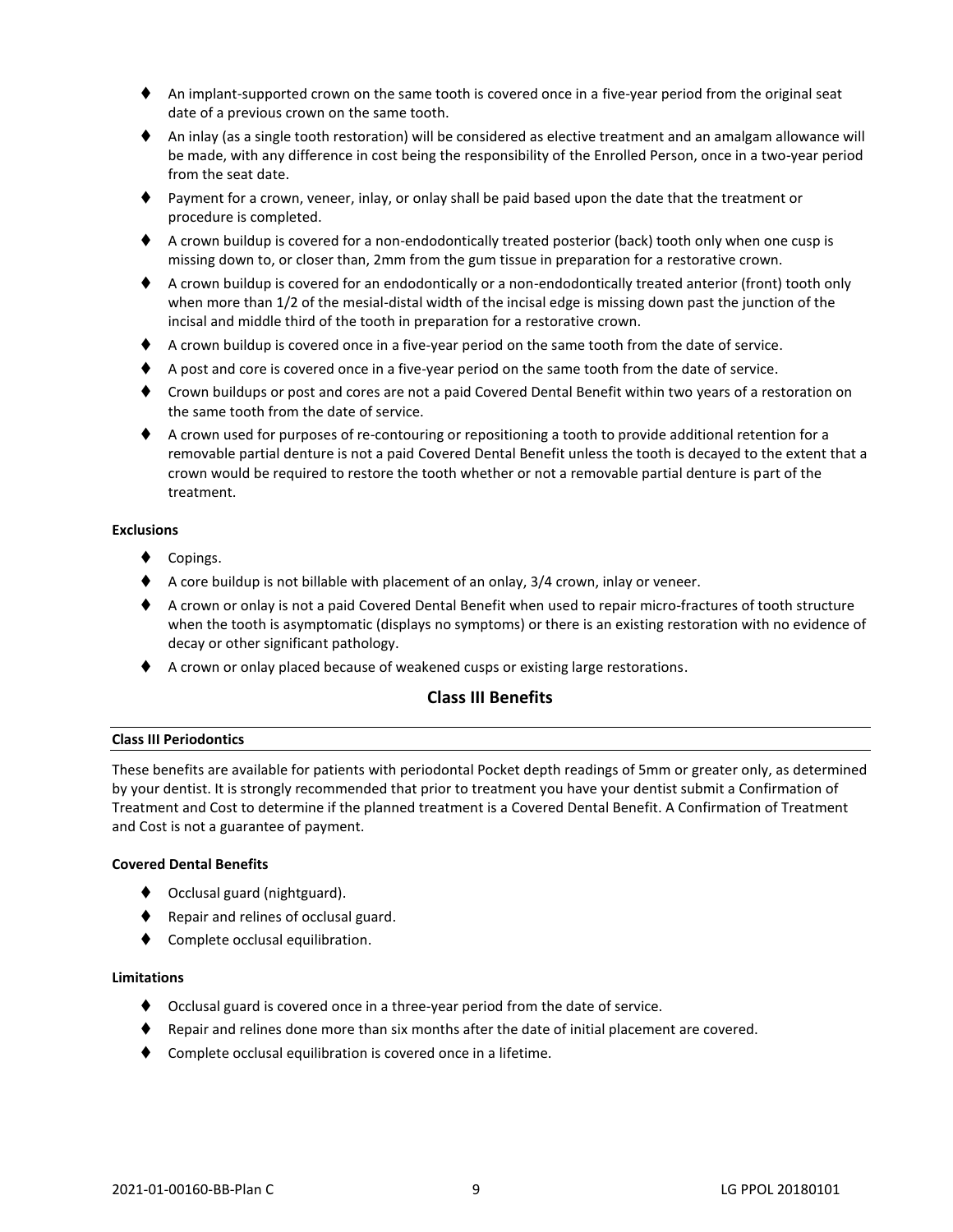- An implant-supported crown on the same tooth is covered once in a five-year period from the original seat date of a previous crown on the same tooth.
- An inlay (as a single tooth restoration) will be considered as elective treatment and an amalgam allowance will be made, with any difference in cost being the responsibility of the Enrolled Person, once in a two-year period from the seat date.
- Payment for a crown, veneer, inlay, or onlay shall be paid based upon the date that the treatment or procedure is completed.
- A crown buildup is covered for a non-endodontically treated posterior (back) tooth only when one cusp is missing down to, or closer than, 2mm from the gum tissue in preparation for a restorative crown.
- A crown buildup is covered for an endodontically or a non-endodontically treated anterior (front) tooth only when more than 1/2 of the mesial-distal width of the incisal edge is missing down past the junction of the incisal and middle third of the tooth in preparation for a restorative crown.
- A crown buildup is covered once in a five-year period on the same tooth from the date of service.
- A post and core is covered once in a five-year period on the same tooth from the date of service.
- Crown buildups or post and cores are not a paid Covered Dental Benefit within two years of a restoration on the same tooth from the date of service.
- A crown used for purposes of re-contouring or repositioning a tooth to provide additional retention for a removable partial denture is not a paid Covered Dental Benefit unless the tooth is decayed to the extent that a crown would be required to restore the tooth whether or not a removable partial denture is part of the treatment.

**Exclusions**

- Copings.
- A core buildup is not billable with placement of an onlay, 3/4 crown, inlay or veneer.
- A crown or onlay is not a paid Covered Dental Benefit when used to repair micro-fractures of tooth structure when the tooth is asymptomatic (displays no symptoms) or there is an existing restoration with no evidence of decay or other significant pathology.
- A crown or onlay placed because of weakened cusps or existing large restorations.

## Class III Benefits

### Class III Periodontics

These benefits are available for patients with periodontal Pocket depth readings of 5mm or greater only, as determined by your dentist. It is strongly recommended that prior to treatment you have your dentist submit a Confirmation of Treatment and Cost to determine if the planned treatment is a Covered Dental Benefit. A Confirmation of Treatment and Cost is not a guarantee of payment.

**Covered Dental Benefits**

- Occlusal guard (nightguard).
- Repair and relines of occlusal guard.
- Complete occlusal equilibration.

**Limitations**

- Occlusal guard is covered once in a three-year period from the date of service.
- Repair and relines done more than six months after the date of initial placement are covered.
- Complete occlusal equilibration is covered once in a lifetime.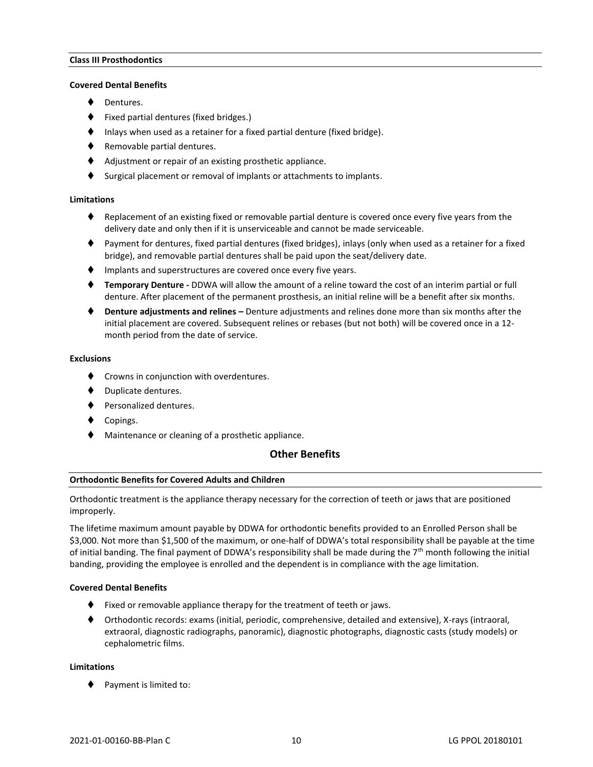### Class III Prosthodontics

**Covered Dental Benefits**

- Dentures.
- Fixed partial dentures (fixed bridges.)
- Inlays when used as a retainer for a fixed partial denture (fixed bridge).
- Removable partial dentures.
- Adjustment or repair of an existing prosthetic appliance.
- Surgical placement or removal of implants or attachments to implants.

**Limitations**

- Replacement of an existing fixed or removable partial denture is covered once every five years from the delivery date and only then if it is unserviceable and cannot be made serviceable.
- Payment for dentures, fixed partial dentures (fixed bridges), inlays (only when used as a retainer for a fixed bridge), and removable partial dentures shall be paid upon the seat/delivery date.
- Implants and superstructures are covered once every five years.
- **Temporary Denture -** DDWA will allow the amount of a reline toward the cost of an interim partial or full denture. After placement of the permanent prosthesis, an initial reline will be a benefit after six months.
- **Denture adjustments and relines –** Denture adjustments and relines done more than six months after the initial placement are covered. Subsequent relines or rebases (but not both) will be covered once in a 12-month period from the date of service.

**Exclusions**

- Crowns in conjunction with overdentures.
- Duplicate dentures.
- Personalized dentures.
- Copings.
- Maintenance or cleaning of a prosthetic appliance.

## Other Benefits

### Orthodontic Benefits for Covered Adults and Children

Orthodontic treatment is the appliance therapy necessary for the correction of teeth or jaws that are positioned improperly.

The lifetime maximum amount payable by DDWA for orthodontic benefits provided to an Enrolled Person shall be $3,000. Not more than $1,500 of the maximum, or one-half of DDWA's total responsibility shall be payable at the time of initial banding. The final payment of DDWA's responsibility shall be made during the 7th month following the initial banding, providing the employee is enrolled and the dependent is in compliance with the age limitation.

**Covered Dental Benefits**

- Fixed or removable appliance therapy for the treatment of teeth or jaws.
- Orthodontic records: exams (initial, periodic, comprehensive, detailed and extensive), X-rays (intraoral, extraoral, diagnostic radiographs, panoramic), diagnostic photographs, diagnostic casts (study models) or cephalometric films.

**Limitations**

- Payment is limited to: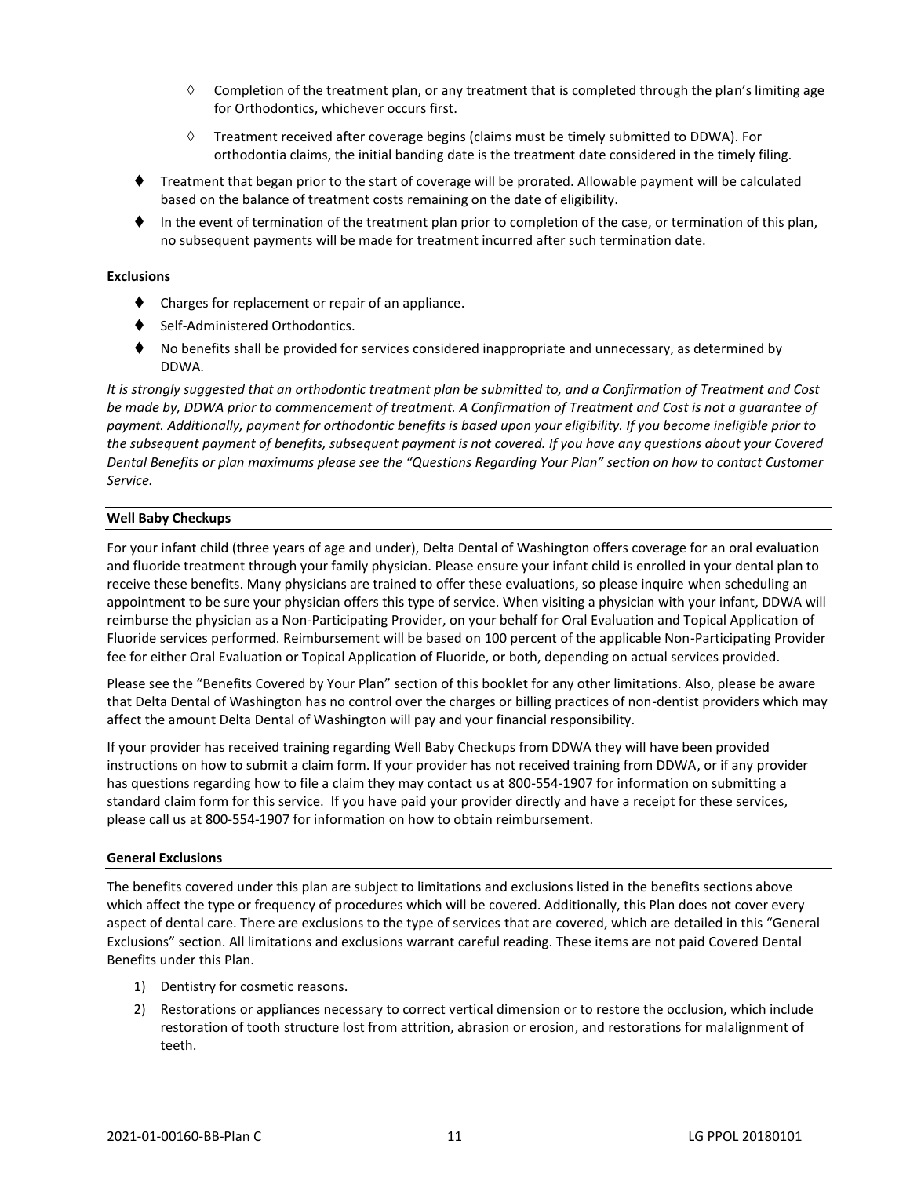- ◊ Completion of the treatment plan, or any treatment that is completed through the plan's limiting age for Orthodontics, whichever occurs first.
- ◊ Treatment received after coverage begins (claims must be timely submitted to DDWA). For orthodontia claims, the initial banding date is the treatment date considered in the timely filing.

- Treatment that began prior to the start of coverage will be prorated. Allowable payment will be calculated based on the balance of treatment costs remaining on the date of eligibility.
- In the event of termination of the treatment plan prior to completion of the case, or termination of this plan, no subsequent payments will be made for treatment incurred after such termination date.

**Exclusions**

- Charges for replacement or repair of an appliance.
- Self-Administered Orthodontics.
- No benefits shall be provided for services considered inappropriate and unnecessary, as determined by DDWA.

*It is strongly suggested that an orthodontic treatment plan be submitted to, and a Confirmation of Treatment and Cost be made by, DDWA prior to commencement of treatment. A Confirmation of Treatment and Cost is not a guarantee of payment. Additionally, payment for orthodontic benefits is based upon your eligibility. If you become ineligible prior to the subsequent payment of benefits, subsequent payment is not covered. If you have any questions about your Covered Dental Benefits or plan maximums please see the "Questions Regarding Your Plan" section on how to contact Customer Service.*

## Well Baby Checkups

For your infant child (three years of age and under), Delta Dental of Washington offers coverage for an oral evaluation and fluoride treatment through your family physician. Please ensure your infant child is enrolled in your dental plan to receive these benefits. Many physicians are trained to offer these evaluations, so please inquire when scheduling an appointment to be sure your physician offers this type of service. When visiting a physician with your infant, DDWA will reimburse the physician as a Non-Participating Provider, on your behalf for Oral Evaluation and Topical Application of Fluoride services performed. Reimbursement will be based on 100 percent of the applicable Non-Participating Provider fee for either Oral Evaluation or Topical Application of Fluoride, or both, depending on actual services provided.

Please see the "Benefits Covered by Your Plan" section of this booklet for any other limitations. Also, please be aware that Delta Dental of Washington has no control over the charges or billing practices of non-dentist providers which may affect the amount Delta Dental of Washington will pay and your financial responsibility.

If your provider has received training regarding Well Baby Checkups from DDWA they will have been provided instructions on how to submit a claim form. If your provider has not received training from DDWA, or if any provider has questions regarding how to file a claim they may contact us at 800-554-1907 for information on submitting a standard claim form for this service. If you have paid your provider directly and have a receipt for these services, please call us at 800-554-1907 for information on how to obtain reimbursement.

## General Exclusions

The benefits covered under this plan are subject to limitations and exclusions listed in the benefits sections above which affect the type or frequency of procedures which will be covered. Additionally, this Plan does not cover every aspect of dental care. There are exclusions to the type of services that are covered, which are detailed in this "General Exclusions" section. All limitations and exclusions warrant careful reading. These items are not paid Covered Dental Benefits under this Plan.

1) Dentistry for cosmetic reasons.
2) Restorations or appliances necessary to correct vertical dimension or to restore the occlusion, which include restoration of tooth structure lost from attrition, abrasion or erosion, and restorations for malalignment of teeth.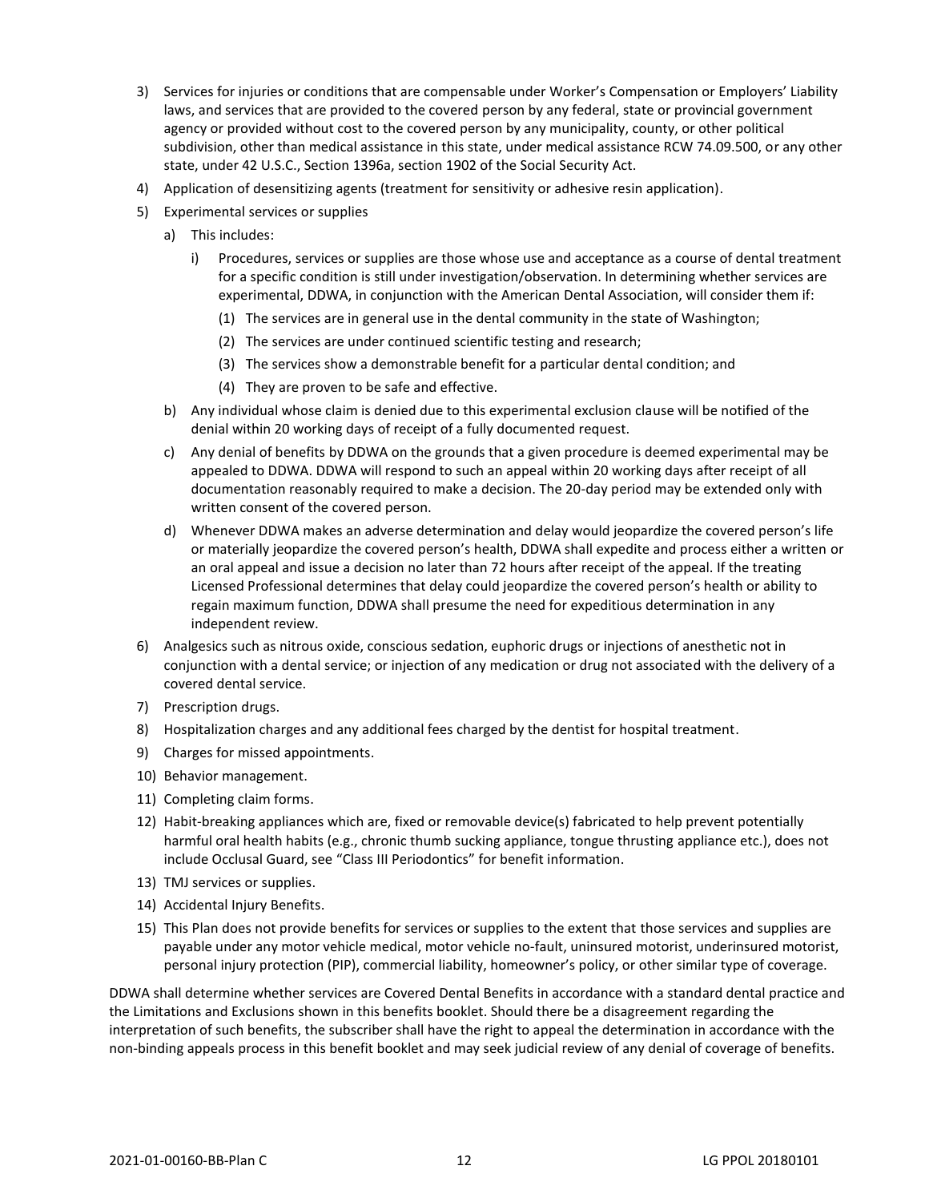3) Services for injuries or conditions that are compensable under Worker's Compensation or Employers' Liability laws, and services that are provided to the covered person by any federal, state or provincial government agency or provided without cost to the covered person by any municipality, county, or other political subdivision, other than medical assistance in this state, under medical assistance RCW 74.09.500, or any other state, under 42 U.S.C., Section 1396a, section 1902 of the Social Security Act.
4) Application of desensitizing agents (treatment for sensitivity or adhesive resin application).
5) Experimental services or supplies
   a) This includes:
      i) Procedures, services or supplies are those whose use and acceptance as a course of dental treatment for a specific condition is still under investigation/observation. In determining whether services are experimental, DDWA, in conjunction with the American Dental Association, will consider them if:
         (1) The services are in general use in the dental community in the state of Washington;
         (2) The services are under continued scientific testing and research;
         (3) The services show a demonstrable benefit for a particular dental condition; and
         (4) They are proven to be safe and effective.
   b) Any individual whose claim is denied due to this experimental exclusion clause will be notified of the denial within 20 working days of receipt of a fully documented request.
   c) Any denial of benefits by DDWA on the grounds that a given procedure is deemed experimental may be appealed to DDWA. DDWA will respond to such an appeal within 20 working days after receipt of all documentation reasonably required to make a decision. The 20-day period may be extended only with written consent of the covered person.
   d) Whenever DDWA makes an adverse determination and delay would jeopardize the covered person's life or materially jeopardize the covered person's health, DDWA shall expedite and process either a written or an oral appeal and issue a decision no later than 72 hours after receipt of the appeal. If the treating Licensed Professional determines that delay could jeopardize the covered person's health or ability to regain maximum function, DDWA shall presume the need for expeditious determination in any independent review.
6) Analgesics such as nitrous oxide, conscious sedation, euphoric drugs or injections of anesthetic not in conjunction with a dental service; or injection of any medication or drug not associated with the delivery of a covered dental service.
7) Prescription drugs.
8) Hospitalization charges and any additional fees charged by the dentist for hospital treatment.
9) Charges for missed appointments.
10) Behavior management.
11) Completing claim forms.
12) Habit-breaking appliances which are, fixed or removable device(s) fabricated to help prevent potentially harmful oral health habits (e.g., chronic thumb sucking appliance, tongue thrusting appliance etc.), does not include Occlusal Guard, see "Class III Periodontics" for benefit information.
13) TMJ services or supplies.
14) Accidental Injury Benefits.
15) This Plan does not provide benefits for services or supplies to the extent that those services and supplies are payable under any motor vehicle medical, motor vehicle no-fault, uninsured motorist, underinsured motorist, personal injury protection (PIP), commercial liability, homeowner's policy, or other similar type of coverage.

DDWA shall determine whether services are Covered Dental Benefits in accordance with a standard dental practice and the Limitations and Exclusions shown in this benefits booklet. Should there be a disagreement regarding the interpretation of such benefits, the subscriber shall have the right to appeal the determination in accordance with the non-binding appeals process in this benefit booklet and may seek judicial review of any denial of coverage of benefits.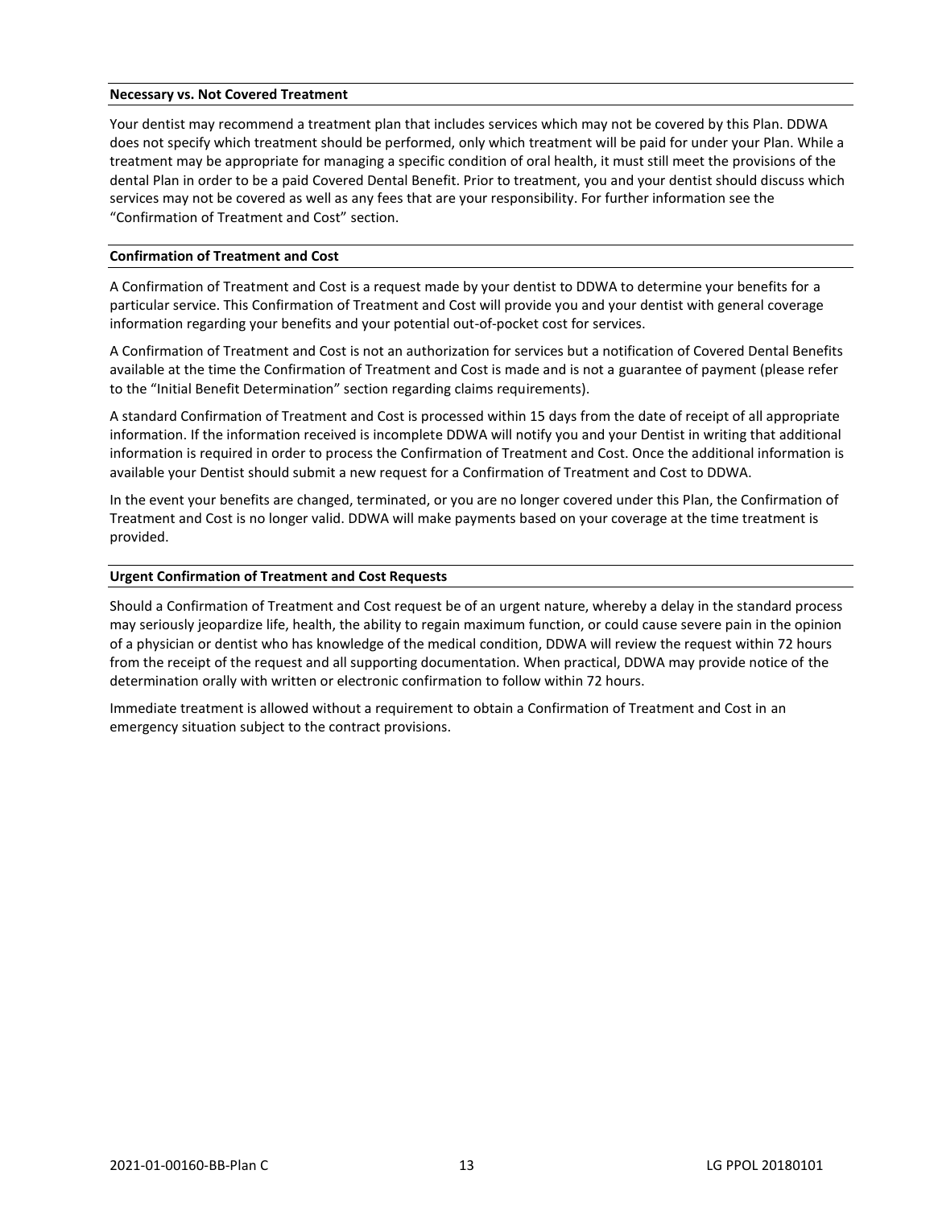**Necessary vs. Not Covered Treatment**

Your dentist may recommend a treatment plan that includes services which may not be covered by this Plan. DDWA does not specify which treatment should be performed, only which treatment will be paid for under your Plan. While a treatment may be appropriate for managing a specific condition of oral health, it must still meet the provisions of the dental Plan in order to be a paid Covered Dental Benefit. Prior to treatment, you and your dentist should discuss which services may not be covered as well as any fees that are your responsibility. For further information see the "Confirmation of Treatment and Cost" section.

**Confirmation of Treatment and Cost**

A Confirmation of Treatment and Cost is a request made by your dentist to DDWA to determine your benefits for a particular service. This Confirmation of Treatment and Cost will provide you and your dentist with general coverage information regarding your benefits and your potential out-of-pocket cost for services.

A Confirmation of Treatment and Cost is not an authorization for services but a notification of Covered Dental Benefits available at the time the Confirmation of Treatment and Cost is made and is not a guarantee of payment (please refer to the "Initial Benefit Determination" section regarding claims requirements).

A standard Confirmation of Treatment and Cost is processed within 15 days from the date of receipt of all appropriate information. If the information received is incomplete DDWA will notify you and your Dentist in writing that additional information is required in order to process the Confirmation of Treatment and Cost. Once the additional information is available your Dentist should submit a new request for a Confirmation of Treatment and Cost to DDWA.

In the event your benefits are changed, terminated, or you are no longer covered under this Plan, the Confirmation of Treatment and Cost is no longer valid. DDWA will make payments based on your coverage at the time treatment is provided.

**Urgent Confirmation of Treatment and Cost Requests**

Should a Confirmation of Treatment and Cost request be of an urgent nature, whereby a delay in the standard process may seriously jeopardize life, health, the ability to regain maximum function, or could cause severe pain in the opinion of a physician or dentist who has knowledge of the medical condition, DDWA will review the request within 72 hours from the receipt of the request and all supporting documentation. When practical, DDWA may provide notice of the determination orally with written or electronic confirmation to follow within 72 hours.

Immediate treatment is allowed without a requirement to obtain a Confirmation of Treatment and Cost in an emergency situation subject to the contract provisions.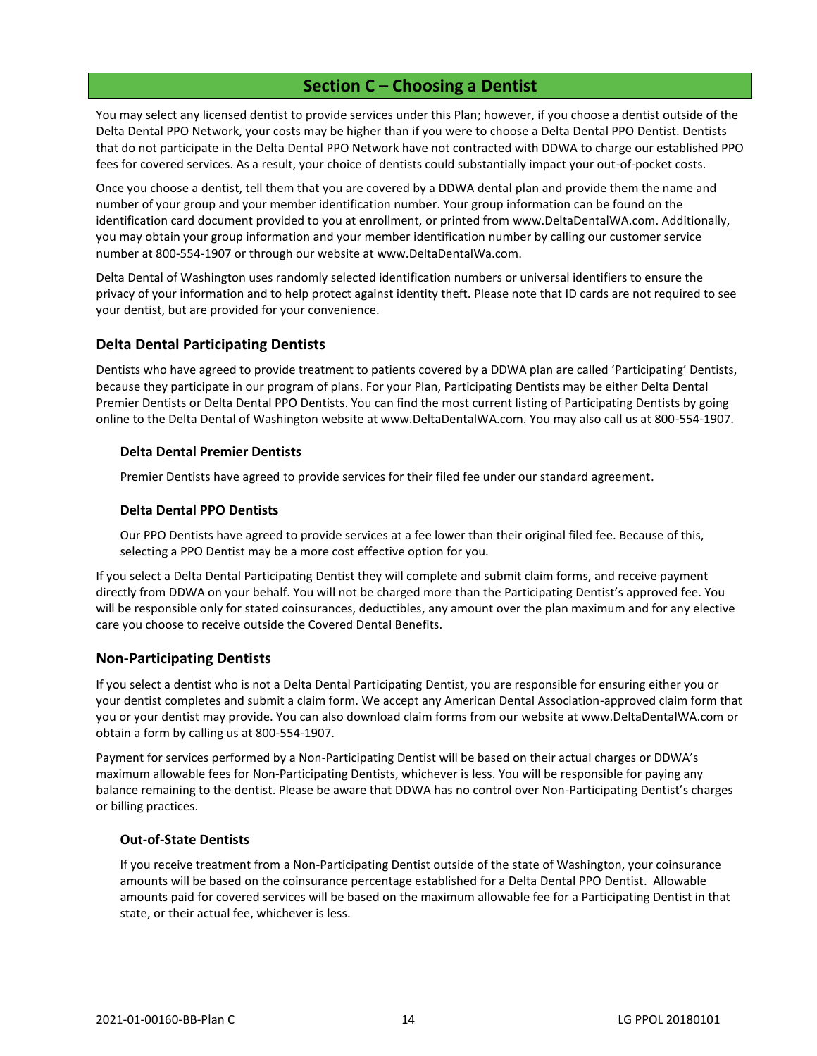## Section C – Choosing a Dentist

You may select any licensed dentist to provide services under this Plan; however, if you choose a dentist outside of the Delta Dental PPO Network, your costs may be higher than if you were to choose a Delta Dental PPO Dentist. Dentists that do not participate in the Delta Dental PPO Network have not contracted with DDWA to charge our established PPO fees for covered services. As a result, your choice of dentists could substantially impact your out-of-pocket costs.

Once you choose a dentist, tell them that you are covered by a DDWA dental plan and provide them the name and number of your group and your member identification number. Your group information can be found on the identification card document provided to you at enrollment, or printed from www.DeltaDentalWA.com. Additionally, you may obtain your group information and your member identification number by calling our customer service number at 800-554-1907 or through our website at www.DeltaDentalWa.com.

Delta Dental of Washington uses randomly selected identification numbers or universal identifiers to ensure the privacy of your information and to help protect against identity theft. Please note that ID cards are not required to see your dentist, but are provided for your convenience.

### Delta Dental Participating Dentists

Dentists who have agreed to provide treatment to patients covered by a DDWA plan are called 'Participating' Dentists, because they participate in our program of plans. For your Plan, Participating Dentists may be either Delta Dental Premier Dentists or Delta Dental PPO Dentists. You can find the most current listing of Participating Dentists by going online to the Delta Dental of Washington website at www.DeltaDentalWA.com. You may also call us at 800-554-1907.

#### Delta Dental Premier Dentists

Premier Dentists have agreed to provide services for their filed fee under our standard agreement.

#### Delta Dental PPO Dentists

Our PPO Dentists have agreed to provide services at a fee lower than their original filed fee. Because of this, selecting a PPO Dentist may be a more cost effective option for you.

If you select a Delta Dental Participating Dentist they will complete and submit claim forms, and receive payment directly from DDWA on your behalf. You will not be charged more than the Participating Dentist's approved fee. You will be responsible only for stated coinsurances, deductibles, any amount over the plan maximum and for any elective care you choose to receive outside the Covered Dental Benefits.

### Non-Participating Dentists

If you select a dentist who is not a Delta Dental Participating Dentist, you are responsible for ensuring either you or your dentist completes and submit a claim form. We accept any American Dental Association-approved claim form that you or your dentist may provide. You can also download claim forms from our website at www.DeltaDentalWA.com or obtain a form by calling us at 800-554-1907.

Payment for services performed by a Non-Participating Dentist will be based on their actual charges or DDWA's maximum allowable fees for Non-Participating Dentists, whichever is less. You will be responsible for paying any balance remaining to the dentist. Please be aware that DDWA has no control over Non-Participating Dentist's charges or billing practices.

#### Out-of-State Dentists

If you receive treatment from a Non-Participating Dentist outside of the state of Washington, your coinsurance amounts will be based on the coinsurance percentage established for a Delta Dental PPO Dentist. Allowable amounts paid for covered services will be based on the maximum allowable fee for a Participating Dentist in that state, or their actual fee, whichever is less.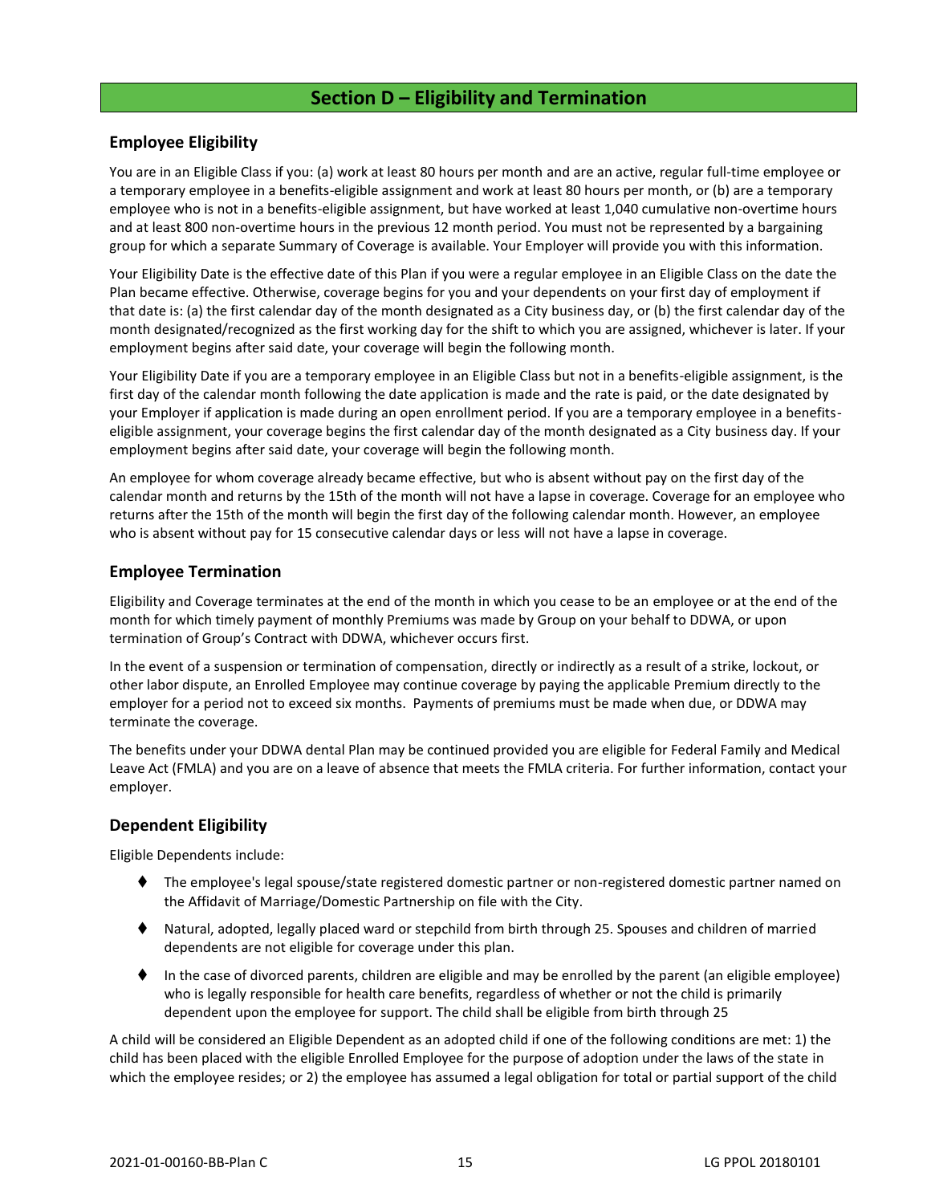# Section D – Eligibility and Termination

## Employee Eligibility

You are in an Eligible Class if you: (a) work at least 80 hours per month and are an active, regular full-time employee or a temporary employee in a benefits-eligible assignment and work at least 80 hours per month, or (b) are a temporary employee who is not in a benefits-eligible assignment, but have worked at least 1,040 cumulative non-overtime hours and at least 800 non-overtime hours in the previous 12 month period. You must not be represented by a bargaining group for which a separate Summary of Coverage is available. Your Employer will provide you with this information.

Your Eligibility Date is the effective date of this Plan if you were a regular employee in an Eligible Class on the date the Plan became effective. Otherwise, coverage begins for you and your dependents on your first day of employment if that date is: (a) the first calendar day of the month designated as a City business day, or (b) the first calendar day of the month designated/recognized as the first working day for the shift to which you are assigned, whichever is later. If your employment begins after said date, your coverage will begin the following month.

Your Eligibility Date if you are a temporary employee in an Eligible Class but not in a benefits-eligible assignment, is the first day of the calendar month following the date application is made and the rate is paid, or the date designated by your Employer if application is made during an open enrollment period. If you are a temporary employee in a benefits-eligible assignment, your coverage begins the first calendar day of the month designated as a City business day. If your employment begins after said date, your coverage will begin the following month.

An employee for whom coverage already became effective, but who is absent without pay on the first day of the calendar month and returns by the 15th of the month will not have a lapse in coverage. Coverage for an employee who returns after the 15th of the month will begin the first day of the following calendar month. However, an employee who is absent without pay for 15 consecutive calendar days or less will not have a lapse in coverage.

## Employee Termination

Eligibility and Coverage terminates at the end of the month in which you cease to be an employee or at the end of the month for which timely payment of monthly Premiums was made by Group on your behalf to DDWA, or upon termination of Group's Contract with DDWA, whichever occurs first.

In the event of a suspension or termination of compensation, directly or indirectly as a result of a strike, lockout, or other labor dispute, an Enrolled Employee may continue coverage by paying the applicable Premium directly to the employer for a period not to exceed six months. Payments of premiums must be made when due, or DDWA may terminate the coverage.

The benefits under your DDWA dental Plan may be continued provided you are eligible for Federal Family and Medical Leave Act (FMLA) and you are on a leave of absence that meets the FMLA criteria. For further information, contact your employer.

## Dependent Eligibility

Eligible Dependents include:

- The employee's legal spouse/state registered domestic partner or non-registered domestic partner named on the Affidavit of Marriage/Domestic Partnership on file with the City.
- Natural, adopted, legally placed ward or stepchild from birth through 25. Spouses and children of married dependents are not eligible for coverage under this plan.
- In the case of divorced parents, children are eligible and may be enrolled by the parent (an eligible employee) who is legally responsible for health care benefits, regardless of whether or not the child is primarily dependent upon the employee for support. The child shall be eligible from birth through 25

A child will be considered an Eligible Dependent as an adopted child if one of the following conditions are met: 1) the child has been placed with the eligible Enrolled Employee for the purpose of adoption under the laws of the state in which the employee resides; or 2) the employee has assumed a legal obligation for total or partial support of the child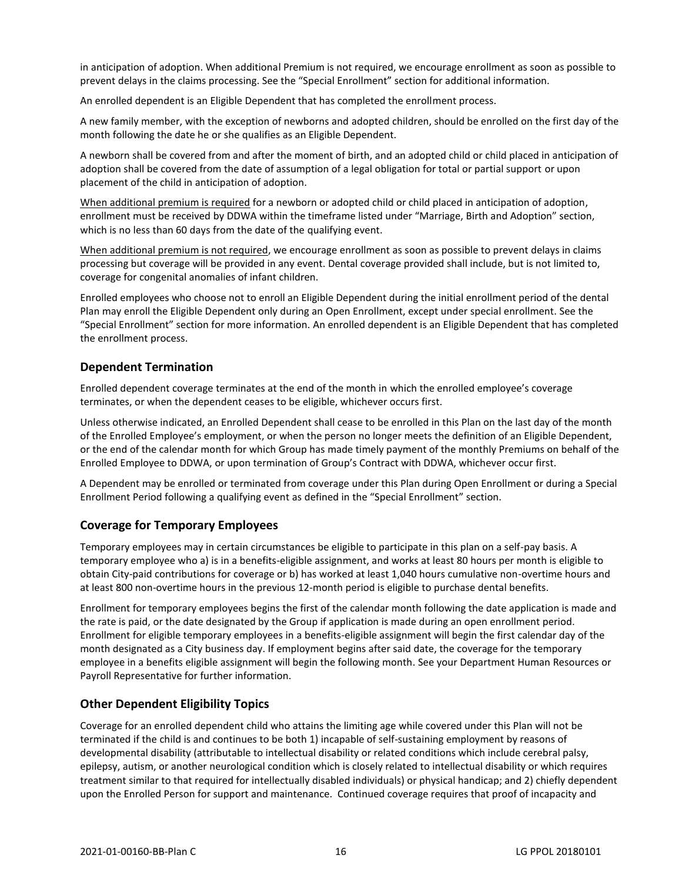in anticipation of adoption. When additional Premium is not required, we encourage enrollment as soon as possible to prevent delays in the claims processing. See the "Special Enrollment" section for additional information.

An enrolled dependent is an Eligible Dependent that has completed the enrollment process.

A new family member, with the exception of newborns and adopted children, should be enrolled on the first day of the month following the date he or she qualifies as an Eligible Dependent.

A newborn shall be covered from and after the moment of birth, and an adopted child or child placed in anticipation of adoption shall be covered from the date of assumption of a legal obligation for total or partial support or upon placement of the child in anticipation of adoption.

When additional premium is required for a newborn or adopted child or child placed in anticipation of adoption, enrollment must be received by DDWA within the timeframe listed under "Marriage, Birth and Adoption" section, which is no less than 60 days from the date of the qualifying event.

When additional premium is not required, we encourage enrollment as soon as possible to prevent delays in claims processing but coverage will be provided in any event. Dental coverage provided shall include, but is not limited to, coverage for congenital anomalies of infant children.

Enrolled employees who choose not to enroll an Eligible Dependent during the initial enrollment period of the dental Plan may enroll the Eligible Dependent only during an Open Enrollment, except under special enrollment. See the "Special Enrollment" section for more information. An enrolled dependent is an Eligible Dependent that has completed the enrollment process.

## Dependent Termination

Enrolled dependent coverage terminates at the end of the month in which the enrolled employee's coverage terminates, or when the dependent ceases to be eligible, whichever occurs first.

Unless otherwise indicated, an Enrolled Dependent shall cease to be enrolled in this Plan on the last day of the month of the Enrolled Employee's employment, or when the person no longer meets the definition of an Eligible Dependent, or the end of the calendar month for which Group has made timely payment of the monthly Premiums on behalf of the Enrolled Employee to DDWA, or upon termination of Group's Contract with DDWA, whichever occur first.

A Dependent may be enrolled or terminated from coverage under this Plan during Open Enrollment or during a Special Enrollment Period following a qualifying event as defined in the "Special Enrollment" section.

## Coverage for Temporary Employees

Temporary employees may in certain circumstances be eligible to participate in this plan on a self-pay basis. A temporary employee who a) is in a benefits-eligible assignment, and works at least 80 hours per month is eligible to obtain City-paid contributions for coverage or b) has worked at least 1,040 hours cumulative non-overtime hours and at least 800 non-overtime hours in the previous 12-month period is eligible to purchase dental benefits.

Enrollment for temporary employees begins the first of the calendar month following the date application is made and the rate is paid, or the date designated by the Group if application is made during an open enrollment period. Enrollment for eligible temporary employees in a benefits-eligible assignment will begin the first calendar day of the month designated as a City business day. If employment begins after said date, the coverage for the temporary employee in a benefits eligible assignment will begin the following month. See your Department Human Resources or Payroll Representative for further information.

## Other Dependent Eligibility Topics

Coverage for an enrolled dependent child who attains the limiting age while covered under this Plan will not be terminated if the child is and continues to be both 1) incapable of self-sustaining employment by reasons of developmental disability (attributable to intellectual disability or related conditions which include cerebral palsy, epilepsy, autism, or another neurological condition which is closely related to intellectual disability or which requires treatment similar to that required for intellectually disabled individuals) or physical handicap; and 2) chiefly dependent upon the Enrolled Person for support and maintenance. Continued coverage requires that proof of incapacity and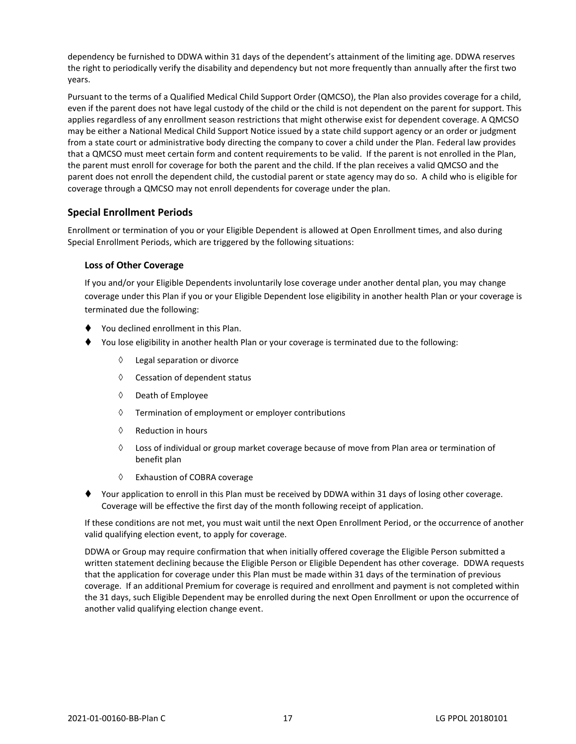dependency be furnished to DDWA within 31 days of the dependent's attainment of the limiting age. DDWA reserves the right to periodically verify the disability and dependency but not more frequently than annually after the first two years.

Pursuant to the terms of a Qualified Medical Child Support Order (QMCSO), the Plan also provides coverage for a child, even if the parent does not have legal custody of the child or the child is not dependent on the parent for support. This applies regardless of any enrollment season restrictions that might otherwise exist for dependent coverage. A QMCSO may be either a National Medical Child Support Notice issued by a state child support agency or an order or judgment from a state court or administrative body directing the company to cover a child under the Plan. Federal law provides that a QMCSO must meet certain form and content requirements to be valid. If the parent is not enrolled in the Plan, the parent must enroll for coverage for both the parent and the child. If the plan receives a valid QMCSO and the parent does not enroll the dependent child, the custodial parent or state agency may do so. A child who is eligible for coverage through a QMCSO may not enroll dependents for coverage under the plan.

## Special Enrollment Periods

Enrollment or termination of you or your Eligible Dependent is allowed at Open Enrollment times, and also during Special Enrollment Periods, which are triggered by the following situations:

### Loss of Other Coverage

If you and/or your Eligible Dependents involuntarily lose coverage under another dental plan, you may change coverage under this Plan if you or your Eligible Dependent lose eligibility in another health Plan or your coverage is terminated due the following:

- You declined enrollment in this Plan.
- You lose eligibility in another health Plan or your coverage is terminated due to the following:
  - Legal separation or divorce
  - Cessation of dependent status
  - Death of Employee
  - Termination of employment or employer contributions
  - Reduction in hours
  - Loss of individual or group market coverage because of move from Plan area or termination of benefit plan
  - Exhaustion of COBRA coverage
- Your application to enroll in this Plan must be received by DDWA within 31 days of losing other coverage. Coverage will be effective the first day of the month following receipt of application.

If these conditions are not met, you must wait until the next Open Enrollment Period, or the occurrence of another valid qualifying election event, to apply for coverage.

DDWA or Group may require confirmation that when initially offered coverage the Eligible Person submitted a written statement declining because the Eligible Person or Eligible Dependent has other coverage. DDWA requests that the application for coverage under this Plan must be made within 31 days of the termination of previous coverage. If an additional Premium for coverage is required and enrollment and payment is not completed within the 31 days, such Eligible Dependent may be enrolled during the next Open Enrollment or upon the occurrence of another valid qualifying election change event.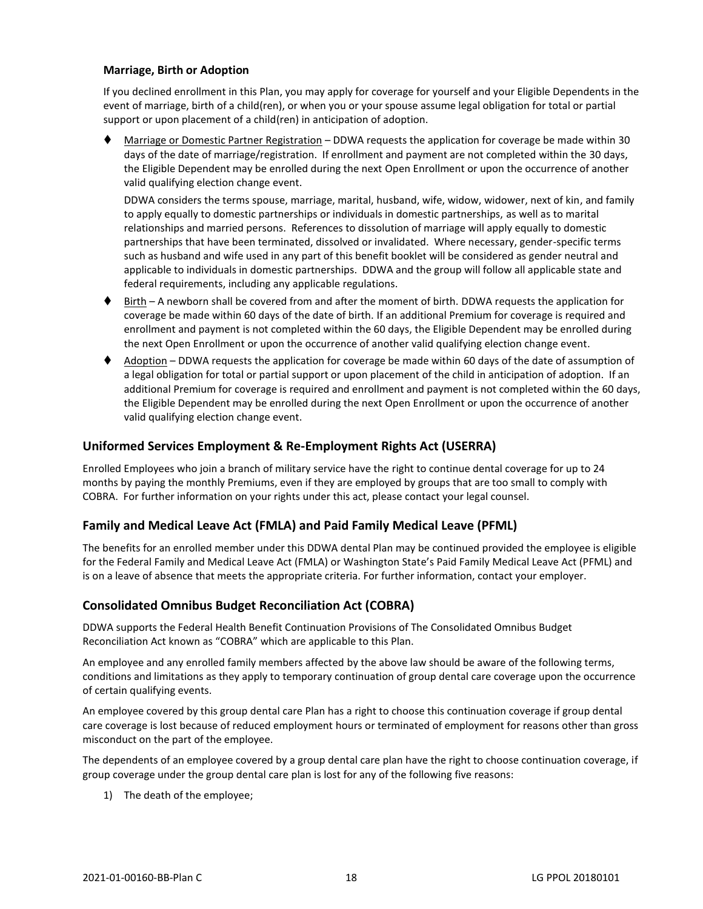### Marriage, Birth or Adoption

If you declined enrollment in this Plan, you may apply for coverage for yourself and your Eligible Dependents in the event of marriage, birth of a child(ren), or when you or your spouse assume legal obligation for total or partial support or upon placement of a child(ren) in anticipation of adoption.

- Marriage or Domestic Partner Registration – DDWA requests the application for coverage be made within 30 days of the date of marriage/registration. If enrollment and payment are not completed within the 30 days, the Eligible Dependent may be enrolled during the next Open Enrollment or upon the occurrence of another valid qualifying election change event.

  DDWA considers the terms spouse, marriage, marital, husband, wife, widow, widower, next of kin, and family to apply equally to domestic partnerships or individuals in domestic partnerships, as well as to marital relationships and married persons. References to dissolution of marriage will apply equally to domestic partnerships that have been terminated, dissolved or invalidated. Where necessary, gender-specific terms such as husband and wife used in any part of this benefit booklet will be considered as gender neutral and applicable to individuals in domestic partnerships. DDWA and the group will follow all applicable state and federal requirements, including any applicable regulations.

- Birth – A newborn shall be covered from and after the moment of birth. DDWA requests the application for coverage be made within 60 days of the date of birth. If an additional Premium for coverage is required and enrollment and payment is not completed within the 60 days, the Eligible Dependent may be enrolled during the next Open Enrollment or upon the occurrence of another valid qualifying election change event.
- Adoption – DDWA requests the application for coverage be made within 60 days of the date of assumption of a legal obligation for total or partial support or upon placement of the child in anticipation of adoption. If an additional Premium for coverage is required and enrollment and payment is not completed within the 60 days, the Eligible Dependent may be enrolled during the next Open Enrollment or upon the occurrence of another valid qualifying election change event.

## Uniformed Services Employment & Re-Employment Rights Act (USERRA)

Enrolled Employees who join a branch of military service have the right to continue dental coverage for up to 24 months by paying the monthly Premiums, even if they are employed by groups that are too small to comply with COBRA. For further information on your rights under this act, please contact your legal counsel.

## Family and Medical Leave Act (FMLA) and Paid Family Medical Leave (PFML)

The benefits for an enrolled member under this DDWA dental Plan may be continued provided the employee is eligible for the Federal Family and Medical Leave Act (FMLA) or Washington State's Paid Family Medical Leave Act (PFML) and is on a leave of absence that meets the appropriate criteria. For further information, contact your employer.

## Consolidated Omnibus Budget Reconciliation Act (COBRA)

DDWA supports the Federal Health Benefit Continuation Provisions of The Consolidated Omnibus Budget Reconciliation Act known as "COBRA" which are applicable to this Plan.

An employee and any enrolled family members affected by the above law should be aware of the following terms, conditions and limitations as they apply to temporary continuation of group dental care coverage upon the occurrence of certain qualifying events.

An employee covered by this group dental care Plan has a right to choose this continuation coverage if group dental care coverage is lost because of reduced employment hours or terminated of employment for reasons other than gross misconduct on the part of the employee.

The dependents of an employee covered by a group dental care plan have the right to choose continuation coverage, if group coverage under the group dental care plan is lost for any of the following five reasons:

1) The death of the employee;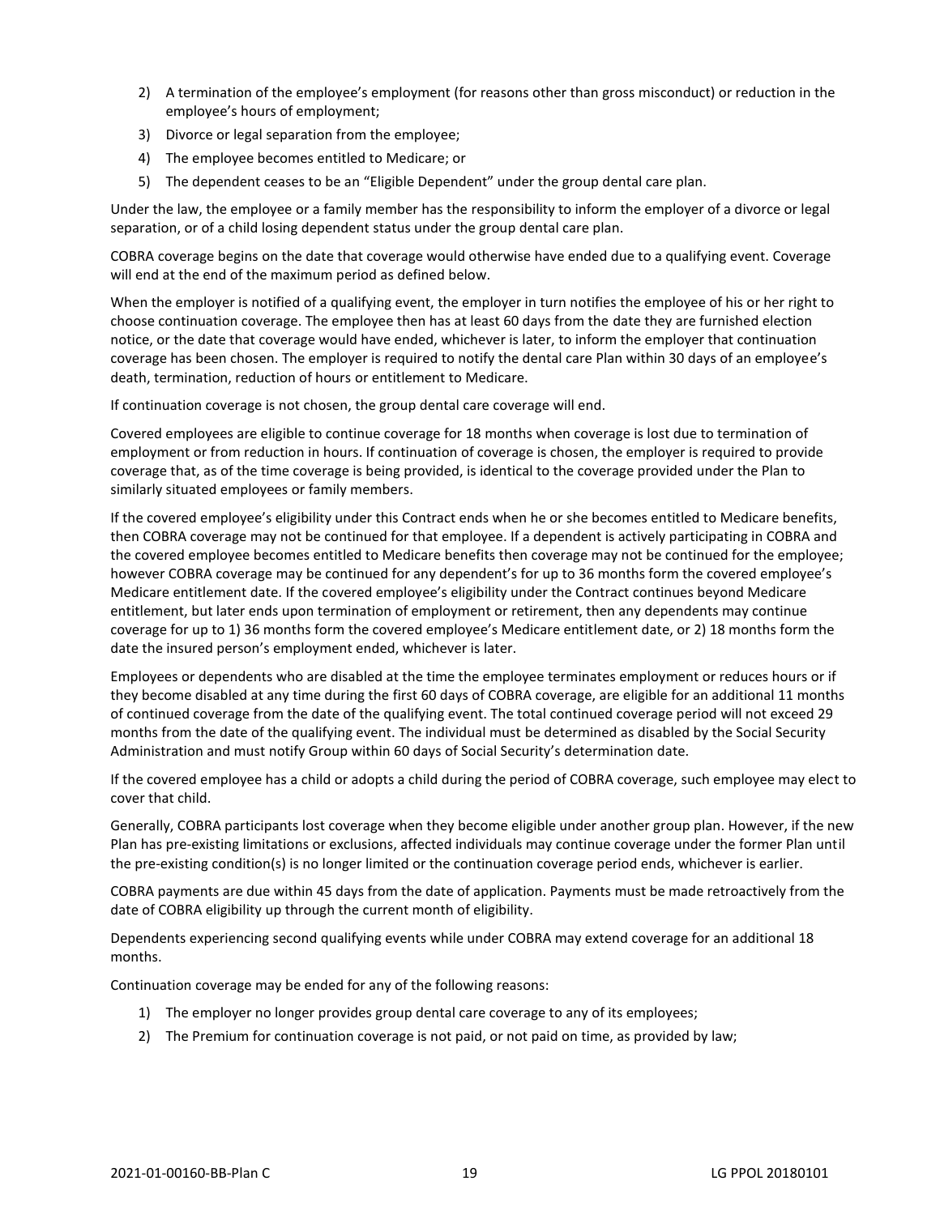2) A termination of the employee's employment (for reasons other than gross misconduct) or reduction in the employee's hours of employment;
3) Divorce or legal separation from the employee;
4) The employee becomes entitled to Medicare; or
5) The dependent ceases to be an "Eligible Dependent" under the group dental care plan.

Under the law, the employee or a family member has the responsibility to inform the employer of a divorce or legal separation, or of a child losing dependent status under the group dental care plan.

COBRA coverage begins on the date that coverage would otherwise have ended due to a qualifying event. Coverage will end at the end of the maximum period as defined below.

When the employer is notified of a qualifying event, the employer in turn notifies the employee of his or her right to choose continuation coverage. The employee then has at least 60 days from the date they are furnished election notice, or the date that coverage would have ended, whichever is later, to inform the employer that continuation coverage has been chosen. The employer is required to notify the dental care Plan within 30 days of an employee's death, termination, reduction of hours or entitlement to Medicare.

If continuation coverage is not chosen, the group dental care coverage will end.

Covered employees are eligible to continue coverage for 18 months when coverage is lost due to termination of employment or from reduction in hours. If continuation of coverage is chosen, the employer is required to provide coverage that, as of the time coverage is being provided, is identical to the coverage provided under the Plan to similarly situated employees or family members.

If the covered employee's eligibility under this Contract ends when he or she becomes entitled to Medicare benefits, then COBRA coverage may not be continued for that employee. If a dependent is actively participating in COBRA and the covered employee becomes entitled to Medicare benefits then coverage may not be continued for the employee; however COBRA coverage may be continued for any dependent's for up to 36 months form the covered employee's Medicare entitlement date. If the covered employee's eligibility under the Contract continues beyond Medicare entitlement, but later ends upon termination of employment or retirement, then any dependents may continue coverage for up to 1) 36 months form the covered employee's Medicare entitlement date, or 2) 18 months form the date the insured person's employment ended, whichever is later.

Employees or dependents who are disabled at the time the employee terminates employment or reduces hours or if they become disabled at any time during the first 60 days of COBRA coverage, are eligible for an additional 11 months of continued coverage from the date of the qualifying event. The total continued coverage period will not exceed 29 months from the date of the qualifying event. The individual must be determined as disabled by the Social Security Administration and must notify Group within 60 days of Social Security's determination date.

If the covered employee has a child or adopts a child during the period of COBRA coverage, such employee may elect to cover that child.

Generally, COBRA participants lost coverage when they become eligible under another group plan. However, if the new Plan has pre-existing limitations or exclusions, affected individuals may continue coverage under the former Plan until the pre-existing condition(s) is no longer limited or the continuation coverage period ends, whichever is earlier.

COBRA payments are due within 45 days from the date of application. Payments must be made retroactively from the date of COBRA eligibility up through the current month of eligibility.

Dependents experiencing second qualifying events while under COBRA may extend coverage for an additional 18 months.

Continuation coverage may be ended for any of the following reasons:

1) The employer no longer provides group dental care coverage to any of its employees;
2) The Premium for continuation coverage is not paid, or not paid on time, as provided by law;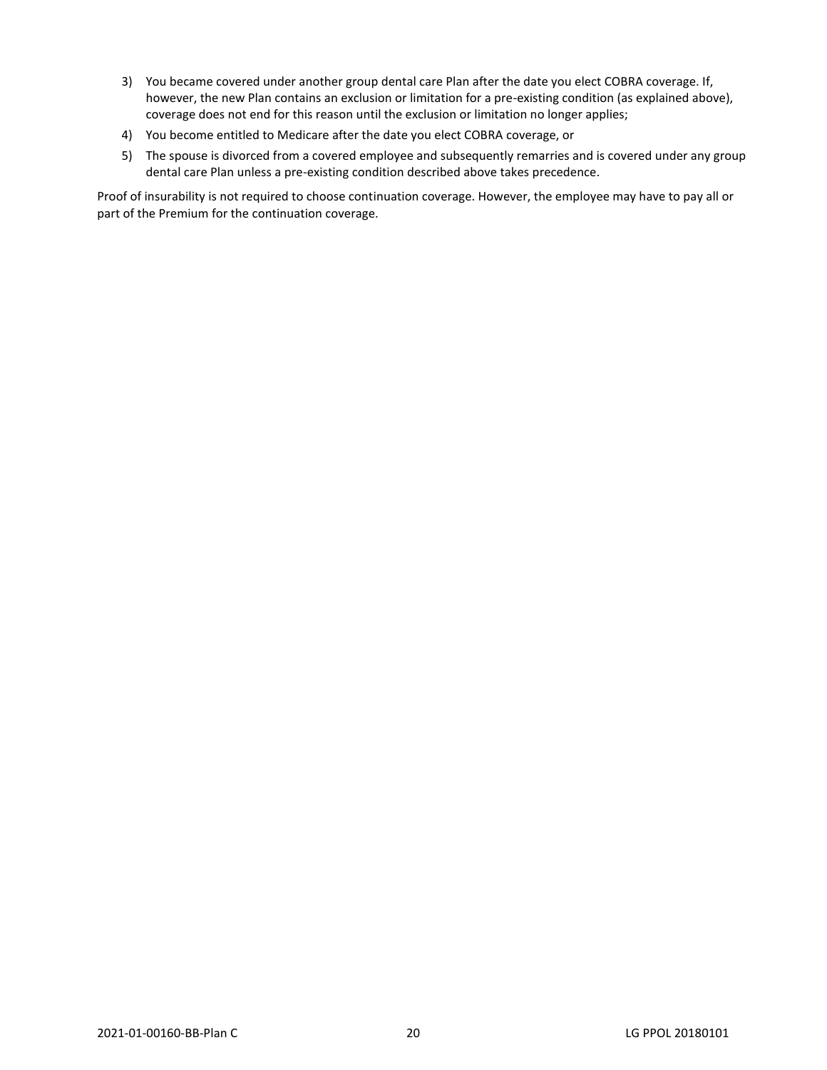3) You became covered under another group dental care Plan after the date you elect COBRA coverage. If, however, the new Plan contains an exclusion or limitation for a pre-existing condition (as explained above), coverage does not end for this reason until the exclusion or limitation no longer applies;
4) You become entitled to Medicare after the date you elect COBRA coverage, or
5) The spouse is divorced from a covered employee and subsequently remarries and is covered under any group dental care Plan unless a pre-existing condition described above takes precedence.

Proof of insurability is not required to choose continuation coverage. However, the employee may have to pay all or part of the Premium for the continuation coverage.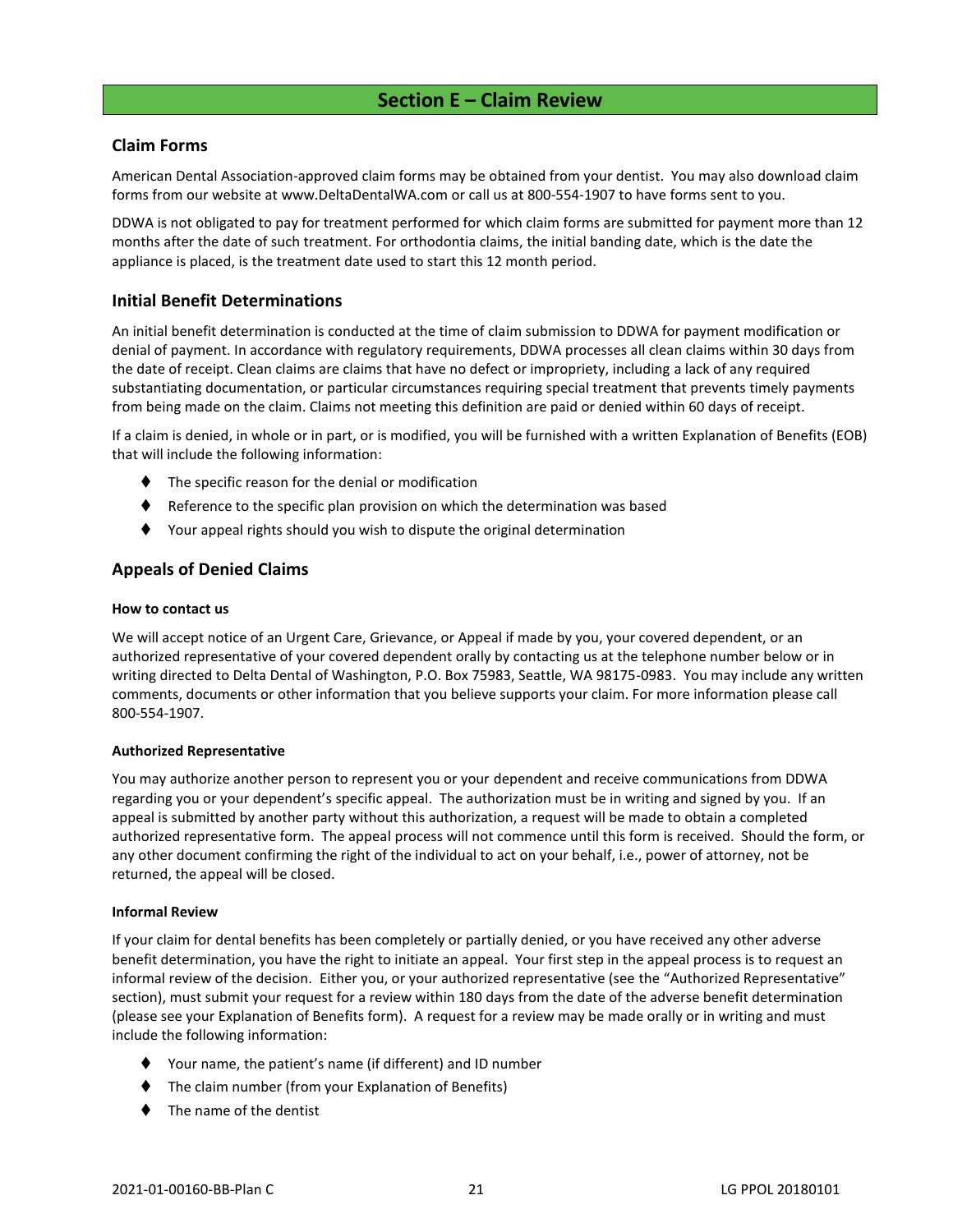# Section E – Claim Review

## Claim Forms

American Dental Association-approved claim forms may be obtained from your dentist. You may also download claim forms from our website at www.DeltaDentalWA.com or call us at 800-554-1907 to have forms sent to you.

DDWA is not obligated to pay for treatment performed for which claim forms are submitted for payment more than 12 months after the date of such treatment. For orthodontia claims, the initial banding date, which is the date the appliance is placed, is the treatment date used to start this 12 month period.

## Initial Benefit Determinations

An initial benefit determination is conducted at the time of claim submission to DDWA for payment modification or denial of payment. In accordance with regulatory requirements, DDWA processes all clean claims within 30 days from the date of receipt. Clean claims are claims that have no defect or impropriety, including a lack of any required substantiating documentation, or particular circumstances requiring special treatment that prevents timely payments from being made on the claim. Claims not meeting this definition are paid or denied within 60 days of receipt.

If a claim is denied, in whole or in part, or is modified, you will be furnished with a written Explanation of Benefits (EOB) that will include the following information:

- The specific reason for the denial or modification
- Reference to the specific plan provision on which the determination was based
- Your appeal rights should you wish to dispute the original determination

## Appeals of Denied Claims

### How to contact us

We will accept notice of an Urgent Care, Grievance, or Appeal if made by you, your covered dependent, or an authorized representative of your covered dependent orally by contacting us at the telephone number below or in writing directed to Delta Dental of Washington, P.O. Box 75983, Seattle, WA 98175-0983. You may include any written comments, documents or other information that you believe supports your claim. For more information please call 800-554-1907.

### Authorized Representative

You may authorize another person to represent you or your dependent and receive communications from DDWA regarding you or your dependent's specific appeal. The authorization must be in writing and signed by you. If an appeal is submitted by another party without this authorization, a request will be made to obtain a completed authorized representative form. The appeal process will not commence until this form is received. Should the form, or any other document confirming the right of the individual to act on your behalf, i.e., power of attorney, not be returned, the appeal will be closed.

### Informal Review

If your claim for dental benefits has been completely or partially denied, or you have received any other adverse benefit determination, you have the right to initiate an appeal. Your first step in the appeal process is to request an informal review of the decision. Either you, or your authorized representative (see the "Authorized Representative" section), must submit your request for a review within 180 days from the date of the adverse benefit determination (please see your Explanation of Benefits form). A request for a review may be made orally or in writing and must include the following information:

- Your name, the patient's name (if different) and ID number
- The claim number (from your Explanation of Benefits)
- The name of the dentist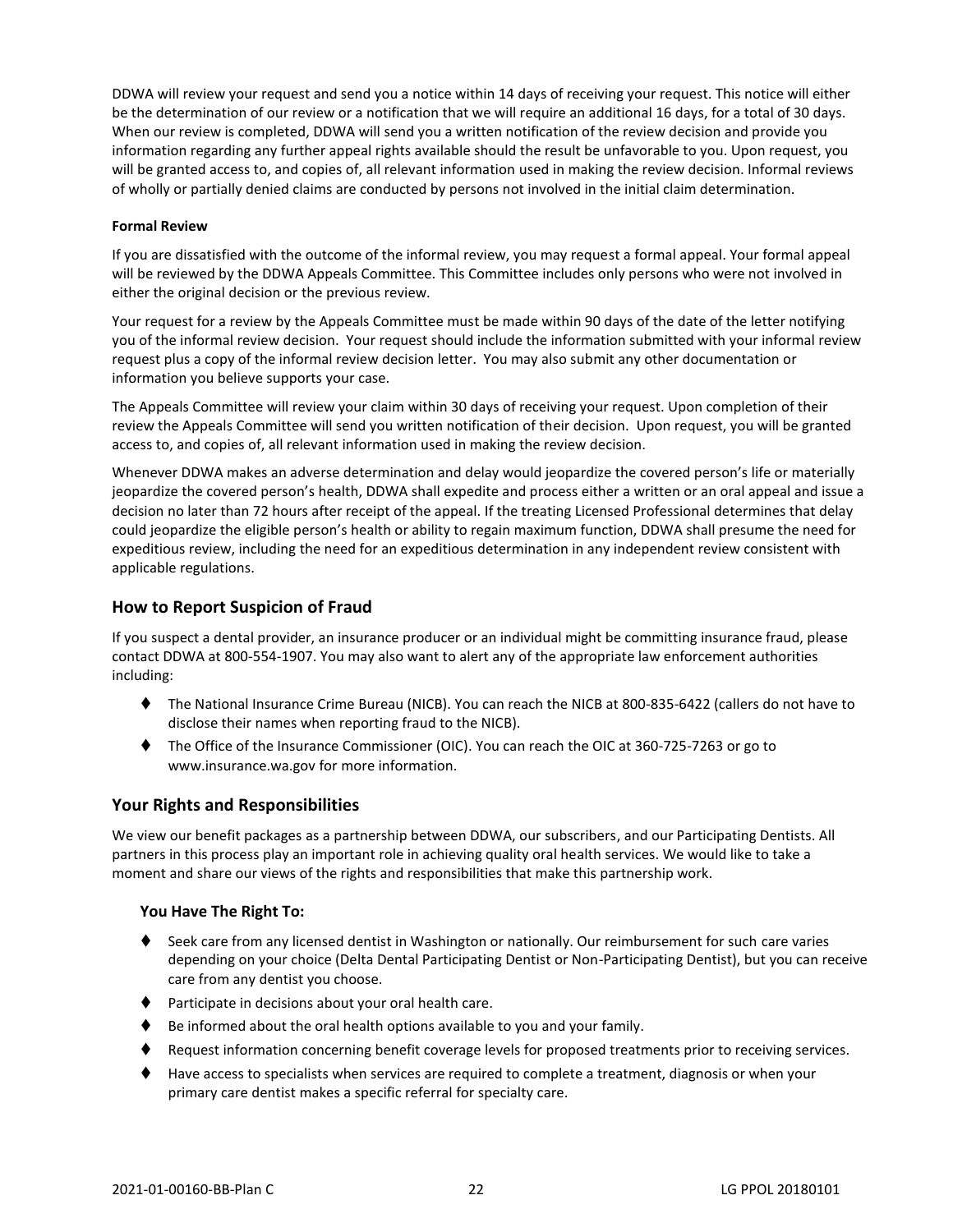DDWA will review your request and send you a notice within 14 days of receiving your request. This notice will either be the determination of our review or a notification that we will require an additional 16 days, for a total of 30 days. When our review is completed, DDWA will send you a written notification of the review decision and provide you information regarding any further appeal rights available should the result be unfavorable to you. Upon request, you will be granted access to, and copies of, all relevant information used in making the review decision. Informal reviews of wholly or partially denied claims are conducted by persons not involved in the initial claim determination.

**Formal Review**

If you are dissatisfied with the outcome of the informal review, you may request a formal appeal. Your formal appeal will be reviewed by the DDWA Appeals Committee. This Committee includes only persons who were not involved in either the original decision or the previous review.

Your request for a review by the Appeals Committee must be made within 90 days of the date of the letter notifying you of the informal review decision. Your request should include the information submitted with your informal review request plus a copy of the informal review decision letter. You may also submit any other documentation or information you believe supports your case.

The Appeals Committee will review your claim within 30 days of receiving your request. Upon completion of their review the Appeals Committee will send you written notification of their decision. Upon request, you will be granted access to, and copies of, all relevant information used in making the review decision.

Whenever DDWA makes an adverse determination and delay would jeopardize the covered person's life or materially jeopardize the covered person's health, DDWA shall expedite and process either a written or an oral appeal and issue a decision no later than 72 hours after receipt of the appeal. If the treating Licensed Professional determines that delay could jeopardize the eligible person's health or ability to regain maximum function, DDWA shall presume the need for expeditious review, including the need for an expeditious determination in any independent review consistent with applicable regulations.

## How to Report Suspicion of Fraud

If you suspect a dental provider, an insurance producer or an individual might be committing insurance fraud, please contact DDWA at 800-554-1907. You may also want to alert any of the appropriate law enforcement authorities including:

- The National Insurance Crime Bureau (NICB). You can reach the NICB at 800-835-6422 (callers do not have to disclose their names when reporting fraud to the NICB).
- The Office of the Insurance Commissioner (OIC). You can reach the OIC at 360-725-7263 or go to www.insurance.wa.gov for more information.

## Your Rights and Responsibilities

We view our benefit packages as a partnership between DDWA, our subscribers, and our Participating Dentists. All partners in this process play an important role in achieving quality oral health services. We would like to take a moment and share our views of the rights and responsibilities that make this partnership work.

### You Have The Right To:

- Seek care from any licensed dentist in Washington or nationally. Our reimbursement for such care varies depending on your choice (Delta Dental Participating Dentist or Non-Participating Dentist), but you can receive care from any dentist you choose.
- Participate in decisions about your oral health care.
- Be informed about the oral health options available to you and your family.
- Request information concerning benefit coverage levels for proposed treatments prior to receiving services.
- Have access to specialists when services are required to complete a treatment, diagnosis or when your primary care dentist makes a specific referral for specialty care.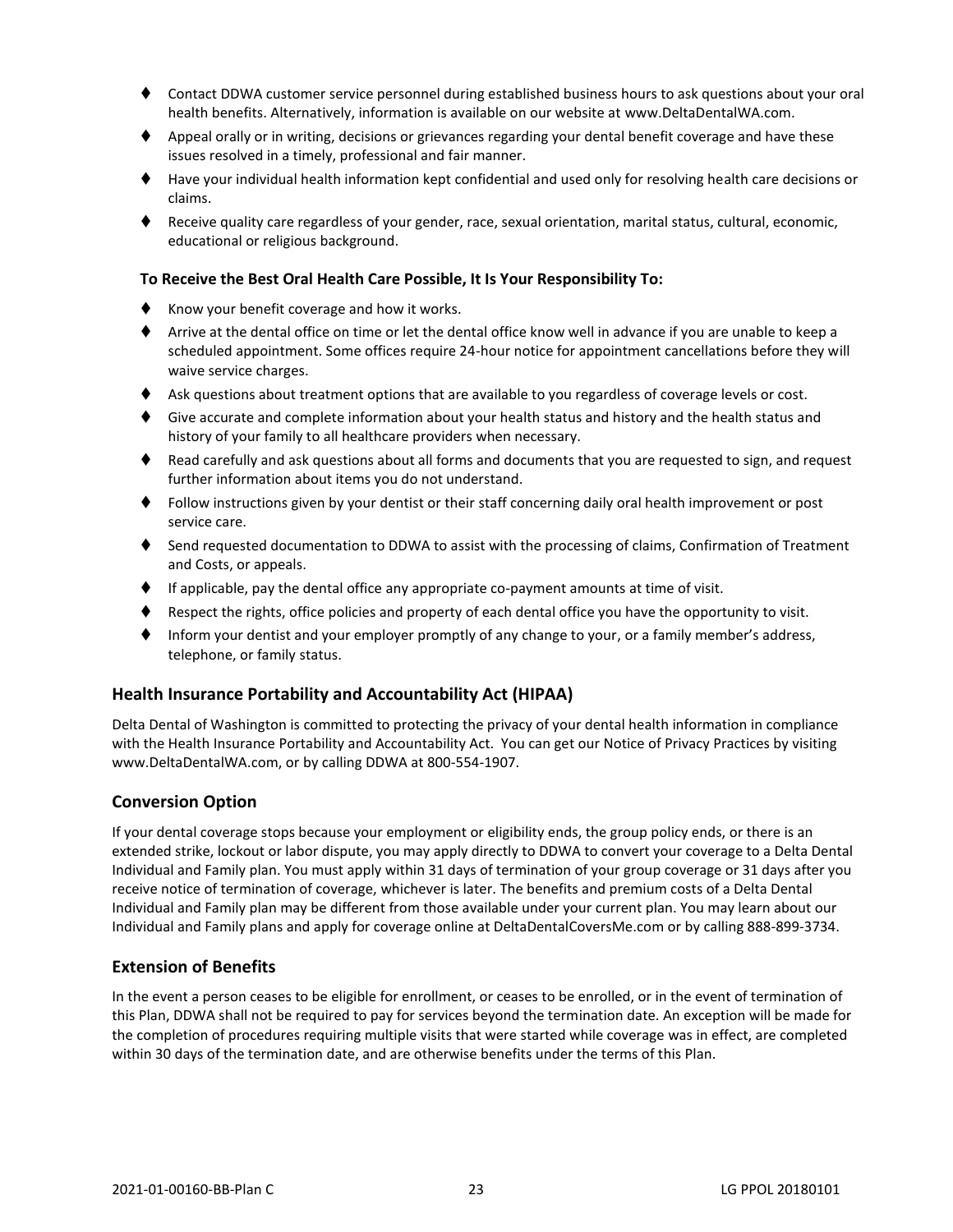- Contact DDWA customer service personnel during established business hours to ask questions about your oral health benefits. Alternatively, information is available on our website at www.DeltaDentalWA.com.
- Appeal orally or in writing, decisions or grievances regarding your dental benefit coverage and have these issues resolved in a timely, professional and fair manner.
- Have your individual health information kept confidential and used only for resolving health care decisions or claims.
- Receive quality care regardless of your gender, race, sexual orientation, marital status, cultural, economic, educational or religious background.

**To Receive the Best Oral Health Care Possible, It Is Your Responsibility To:**

- Know your benefit coverage and how it works.
- Arrive at the dental office on time or let the dental office know well in advance if you are unable to keep a scheduled appointment. Some offices require 24-hour notice for appointment cancellations before they will waive service charges.
- Ask questions about treatment options that are available to you regardless of coverage levels or cost.
- Give accurate and complete information about your health status and history and the health status and history of your family to all healthcare providers when necessary.
- Read carefully and ask questions about all forms and documents that you are requested to sign, and request further information about items you do not understand.
- Follow instructions given by your dentist or their staff concerning daily oral health improvement or post service care.
- Send requested documentation to DDWA to assist with the processing of claims, Confirmation of Treatment and Costs, or appeals.
- If applicable, pay the dental office any appropriate co-payment amounts at time of visit.
- Respect the rights, office policies and property of each dental office you have the opportunity to visit.
- Inform your dentist and your employer promptly of any change to your, or a family member's address, telephone, or family status.

## Health Insurance Portability and Accountability Act (HIPAA)

Delta Dental of Washington is committed to protecting the privacy of your dental health information in compliance with the Health Insurance Portability and Accountability Act. You can get our Notice of Privacy Practices by visiting www.DeltaDentalWA.com, or by calling DDWA at 800-554-1907.

## Conversion Option

If your dental coverage stops because your employment or eligibility ends, the group policy ends, or there is an extended strike, lockout or labor dispute, you may apply directly to DDWA to convert your coverage to a Delta Dental Individual and Family plan. You must apply within 31 days of termination of your group coverage or 31 days after you receive notice of termination of coverage, whichever is later. The benefits and premium costs of a Delta Dental Individual and Family plan may be different from those available under your current plan. You may learn about our Individual and Family plans and apply for coverage online at DeltaDentalCoversMe.com or by calling 888-899-3734.

## Extension of Benefits

In the event a person ceases to be eligible for enrollment, or ceases to be enrolled, or in the event of termination of this Plan, DDWA shall not be required to pay for services beyond the termination date. An exception will be made for the completion of procedures requiring multiple visits that were started while coverage was in effect, are completed within 30 days of the termination date, and are otherwise benefits under the terms of this Plan.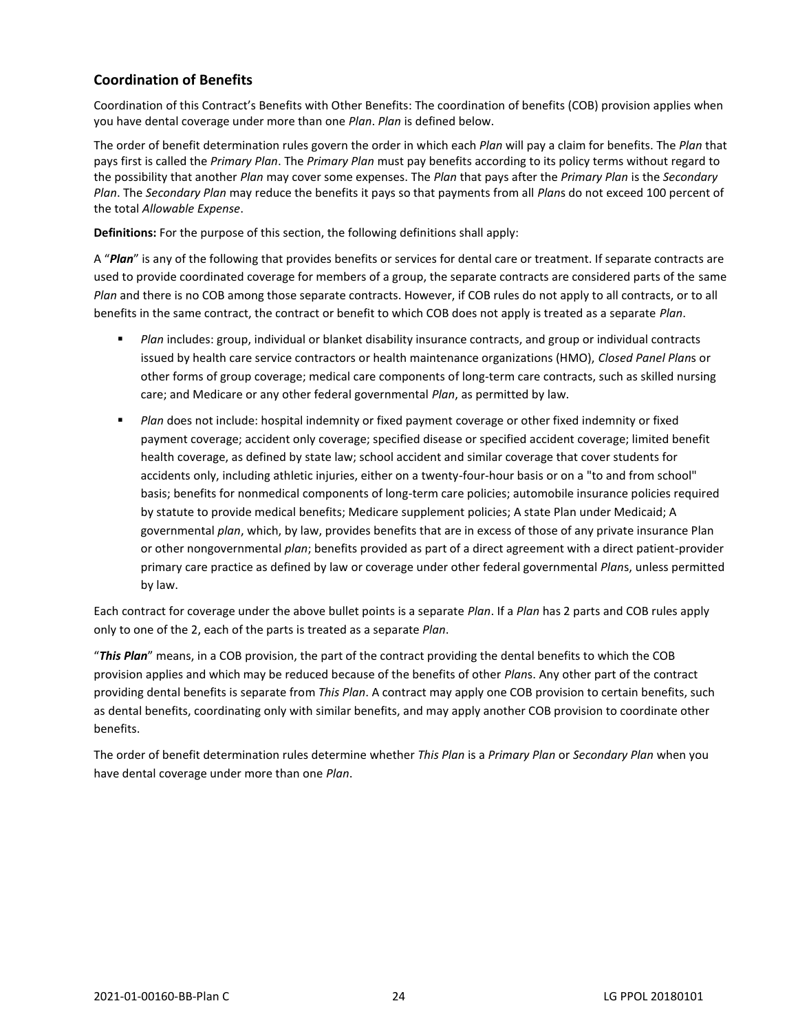## Coordination of Benefits

Coordination of this Contract's Benefits with Other Benefits: The coordination of benefits (COB) provision applies when you have dental coverage under more than one *Plan*. *Plan* is defined below.

The order of benefit determination rules govern the order in which each *Plan* will pay a claim for benefits. The *Plan* that pays first is called the *Primary Plan*. The *Primary Plan* must pay benefits according to its policy terms without regard to the possibility that another *Plan* may cover some expenses. The *Plan* that pays after the *Primary Plan* is the *Secondary Plan*. The *Secondary Plan* may reduce the benefits it pays so that payments from all *Plan*s do not exceed 100 percent of the total *Allowable Expense*.

**Definitions:** For the purpose of this section, the following definitions shall apply:

A "***Plan***" is any of the following that provides benefits or services for dental care or treatment. If separate contracts are used to provide coordinated coverage for members of a group, the separate contracts are considered parts of the same *Plan* and there is no COB among those separate contracts. However, if COB rules do not apply to all contracts, or to all benefits in the same contract, the contract or benefit to which COB does not apply is treated as a separate *Plan*.

- *Plan* includes: group, individual or blanket disability insurance contracts, and group or individual contracts issued by health care service contractors or health maintenance organizations (HMO), *Closed Panel Plan*s or other forms of group coverage; medical care components of long-term care contracts, such as skilled nursing care; and Medicare or any other federal governmental *Plan*, as permitted by law.
- *Plan* does not include: hospital indemnity or fixed payment coverage or other fixed indemnity or fixed payment coverage; accident only coverage; specified disease or specified accident coverage; limited benefit health coverage, as defined by state law; school accident and similar coverage that cover students for accidents only, including athletic injuries, either on a twenty-four-hour basis or on a "to and from school" basis; benefits for nonmedical components of long-term care policies; automobile insurance policies required by statute to provide medical benefits; Medicare supplement policies; A state Plan under Medicaid; A governmental *plan*, which, by law, provides benefits that are in excess of those of any private insurance Plan or other nongovernmental *plan*; benefits provided as part of a direct agreement with a direct patient-provider primary care practice as defined by law or coverage under other federal governmental *Plan*s, unless permitted by law.

Each contract for coverage under the above bullet points is a separate *Plan*. If a *Plan* has 2 parts and COB rules apply only to one of the 2, each of the parts is treated as a separate *Plan*.

"***This Plan***" means, in a COB provision, the part of the contract providing the dental benefits to which the COB provision applies and which may be reduced because of the benefits of other *Plan*s. Any other part of the contract providing dental benefits is separate from *This Plan*. A contract may apply one COB provision to certain benefits, such as dental benefits, coordinating only with similar benefits, and may apply another COB provision to coordinate other benefits.

The order of benefit determination rules determine whether *This Plan* is a *Primary Plan* or *Secondary Plan* when you have dental coverage under more than one *Plan*.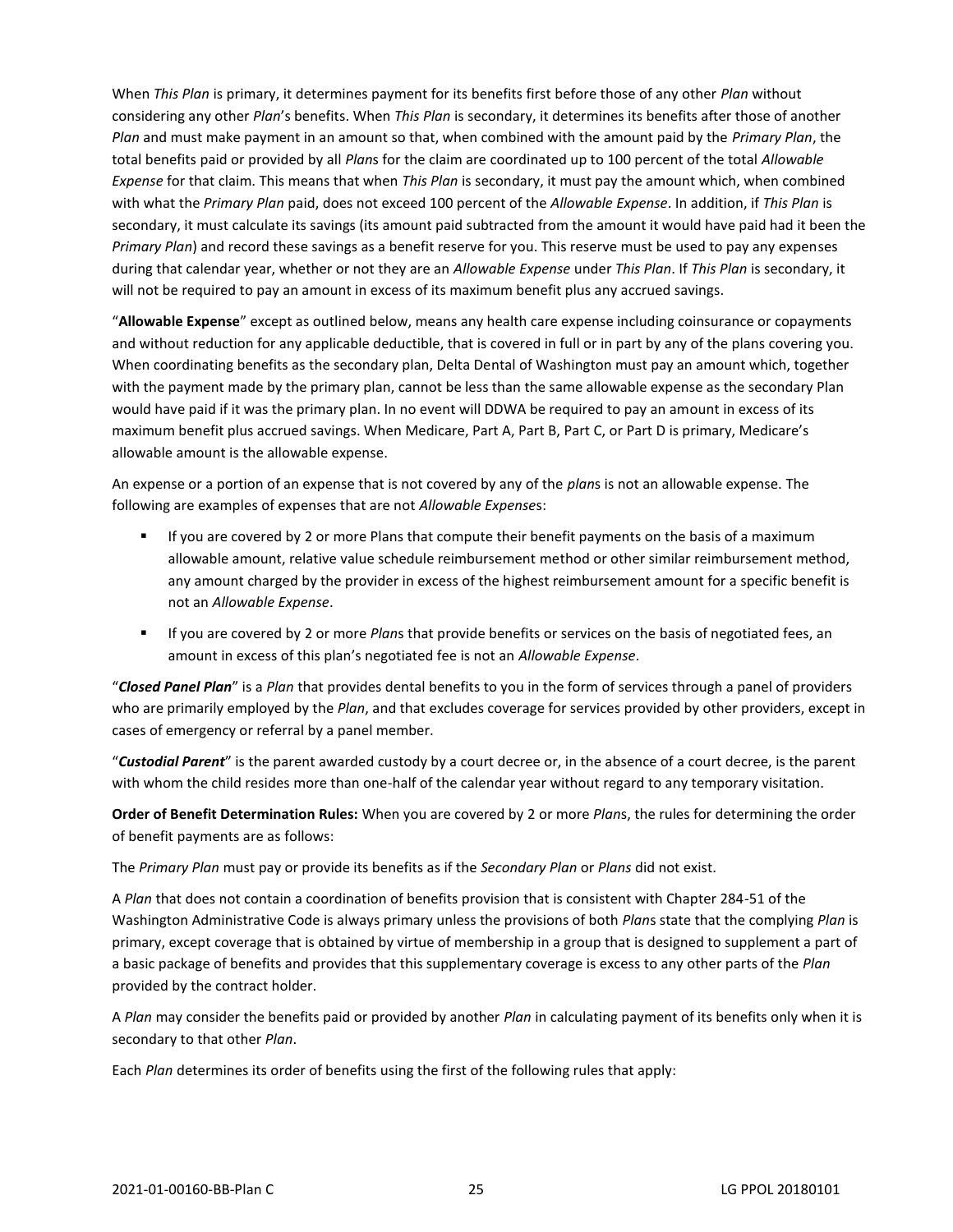When *This Plan* is primary, it determines payment for its benefits first before those of any other *Plan* without considering any other *Plan*'s benefits. When *This Plan* is secondary, it determines its benefits after those of another *Plan* and must make payment in an amount so that, when combined with the amount paid by the *Primary Plan*, the total benefits paid or provided by all *Plan*s for the claim are coordinated up to 100 percent of the total *Allowable Expense* for that claim. This means that when *This Plan* is secondary, it must pay the amount which, when combined with what the *Primary Plan* paid, does not exceed 100 percent of the *Allowable Expense*. In addition, if *This Plan* is secondary, it must calculate its savings (its amount paid subtracted from the amount it would have paid had it been the *Primary Plan*) and record these savings as a benefit reserve for you. This reserve must be used to pay any expenses during that calendar year, whether or not they are an *Allowable Expense* under *This Plan*. If *This Plan* is secondary, it will not be required to pay an amount in excess of its maximum benefit plus any accrued savings.

"**Allowable Expense**" except as outlined below, means any health care expense including coinsurance or copayments and without reduction for any applicable deductible, that is covered in full or in part by any of the plans covering you. When coordinating benefits as the secondary plan, Delta Dental of Washington must pay an amount which, together with the payment made by the primary plan, cannot be less than the same allowable expense as the secondary Plan would have paid if it was the primary plan. In no event will DDWA be required to pay an amount in excess of its maximum benefit plus accrued savings. When Medicare, Part A, Part B, Part C, or Part D is primary, Medicare's allowable amount is the allowable expense.

An expense or a portion of an expense that is not covered by any of the *plan*s is not an allowable expense. The following are examples of expenses that are not *Allowable Expense*s:

- If you are covered by 2 or more Plans that compute their benefit payments on the basis of a maximum allowable amount, relative value schedule reimbursement method or other similar reimbursement method, any amount charged by the provider in excess of the highest reimbursement amount for a specific benefit is not an *Allowable Expense*.
- If you are covered by 2 or more *Plan*s that provide benefits or services on the basis of negotiated fees, an amount in excess of this plan's negotiated fee is not an *Allowable Expense*.

"***Closed Panel Plan***" is a *Plan* that provides dental benefits to you in the form of services through a panel of providers who are primarily employed by the *Plan*, and that excludes coverage for services provided by other providers, except in cases of emergency or referral by a panel member.

"***Custodial Parent***" is the parent awarded custody by a court decree or, in the absence of a court decree, is the parent with whom the child resides more than one-half of the calendar year without regard to any temporary visitation.

**Order of Benefit Determination Rules:** When you are covered by 2 or more *Plan*s, the rules for determining the order of benefit payments are as follows:

The *Primary Plan* must pay or provide its benefits as if the *Secondary Plan* or *Plans* did not exist.

A *Plan* that does not contain a coordination of benefits provision that is consistent with Chapter 284-51 of the Washington Administrative Code is always primary unless the provisions of both *Plan*s state that the complying *Plan* is primary, except coverage that is obtained by virtue of membership in a group that is designed to supplement a part of a basic package of benefits and provides that this supplementary coverage is excess to any other parts of the *Plan* provided by the contract holder.

A *Plan* may consider the benefits paid or provided by another *Plan* in calculating payment of its benefits only when it is secondary to that other *Plan*.

Each *Plan* determines its order of benefits using the first of the following rules that apply: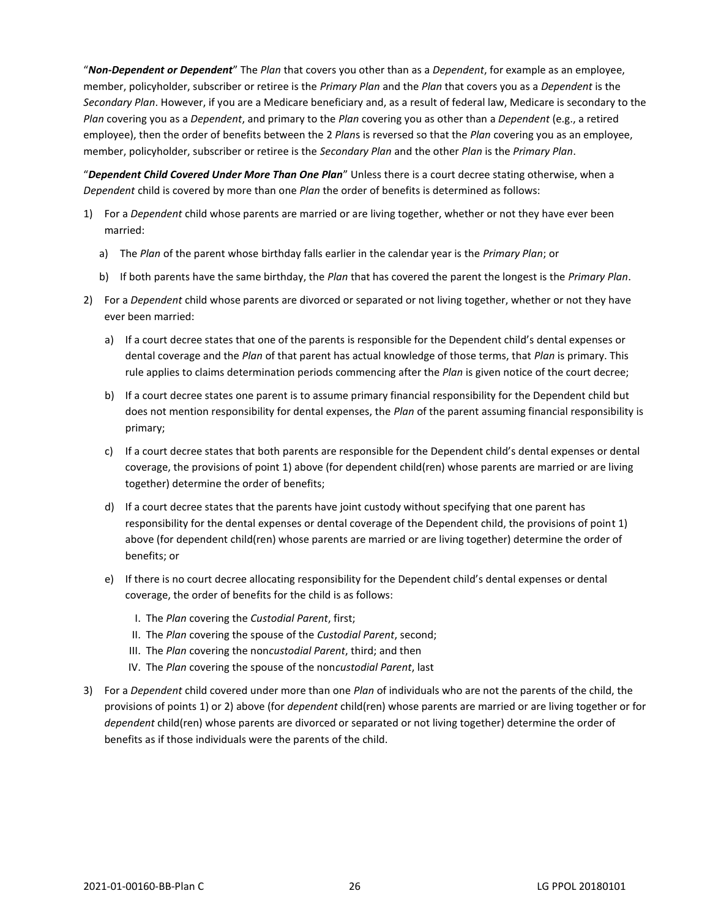"***Non-Dependent or Dependent***" The *Plan* that covers you other than as a *Dependent*, for example as an employee, member, policyholder, subscriber or retiree is the *Primary Plan* and the *Plan* that covers you as a *Dependent* is the *Secondary Plan*. However, if you are a Medicare beneficiary and, as a result of federal law, Medicare is secondary to the *Plan* covering you as a *Dependent*, and primary to the *Plan* covering you as other than a *Dependent* (e.g., a retired employee), then the order of benefits between the 2 *Plan*s is reversed so that the *Plan* covering you as an employee, member, policyholder, subscriber or retiree is the *Secondary Plan* and the other *Plan* is the *Primary Plan*.

"***Dependent Child Covered Under More Than One Plan***" Unless there is a court decree stating otherwise, when a *Dependent* child is covered by more than one *Plan* the order of benefits is determined as follows:

1) For a *Dependent* child whose parents are married or are living together, whether or not they have ever been married:
   a) The *Plan* of the parent whose birthday falls earlier in the calendar year is the *Primary Plan*; or
   b) If both parents have the same birthday, the *Plan* that has covered the parent the longest is the *Primary Plan*.
2) For a *Dependent* child whose parents are divorced or separated or not living together, whether or not they have ever been married:
   a) If a court decree states that one of the parents is responsible for the Dependent child's dental expenses or dental coverage and the *Plan* of that parent has actual knowledge of those terms, that *Plan* is primary. This rule applies to claims determination periods commencing after the *Plan* is given notice of the court decree;
   b) If a court decree states one parent is to assume primary financial responsibility for the Dependent child but does not mention responsibility for dental expenses, the *Plan* of the parent assuming financial responsibility is primary;
   c) If a court decree states that both parents are responsible for the Dependent child's dental expenses or dental coverage, the provisions of point 1) above (for dependent child(ren) whose parents are married or are living together) determine the order of benefits;
   d) If a court decree states that the parents have joint custody without specifying that one parent has responsibility for the dental expenses or dental coverage of the Dependent child, the provisions of point 1) above (for dependent child(ren) whose parents are married or are living together) determine the order of benefits; or
   e) If there is no court decree allocating responsibility for the Dependent child's dental expenses or dental coverage, the order of benefits for the child is as follows:
      I. The *Plan* covering the *Custodial Parent*, first;
      II. The *Plan* covering the spouse of the *Custodial Parent*, second;
      III. The *Plan* covering the non*custodial Parent*, third; and then
      IV. The *Plan* covering the spouse of the non*custodial Parent*, last
3) For a *Dependent* child covered under more than one *Plan* of individuals who are not the parents of the child, the provisions of points 1) or 2) above (for *dependent* child(ren) whose parents are married or are living together or for *dependent* child(ren) whose parents are divorced or separated or not living together) determine the order of benefits as if those individuals were the parents of the child.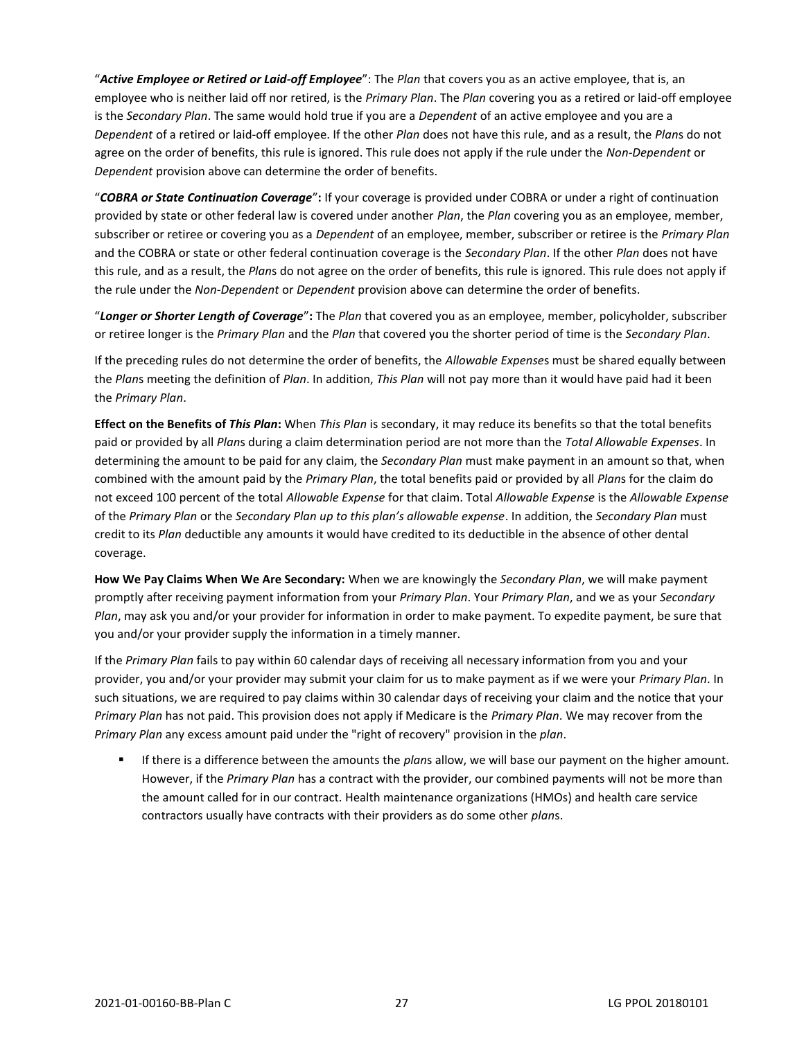"***Active Employee or Retired or Laid-off Employee***": The *Plan* that covers you as an active employee, that is, an employee who is neither laid off nor retired, is the *Primary Plan*. The *Plan* covering you as a retired or laid-off employee is the *Secondary Plan*. The same would hold true if you are a *Dependent* of an active employee and you are a *Dependent* of a retired or laid-off employee. If the other *Plan* does not have this rule, and as a result, the *Plan*s do not agree on the order of benefits, this rule is ignored. This rule does not apply if the rule under the *Non-Dependent* or *Dependent* provision above can determine the order of benefits.

"***COBRA or State Continuation Coverage***"**:** If your coverage is provided under COBRA or under a right of continuation provided by state or other federal law is covered under another *Plan*, the *Plan* covering you as an employee, member, subscriber or retiree or covering you as a *Dependent* of an employee, member, subscriber or retiree is the *Primary Plan* and the COBRA or state or other federal continuation coverage is the *Secondary Plan*. If the other *Plan* does not have this rule, and as a result, the *Plan*s do not agree on the order of benefits, this rule is ignored. This rule does not apply if the rule under the *Non-Dependent* or *Dependent* provision above can determine the order of benefits.

"***Longer or Shorter Length of Coverage***"**:** The *Plan* that covered you as an employee, member, policyholder, subscriber or retiree longer is the *Primary Plan* and the *Plan* that covered you the shorter period of time is the *Secondary Plan*.

If the preceding rules do not determine the order of benefits, the *Allowable Expense*s must be shared equally between the *Plan*s meeting the definition of *Plan*. In addition, *This Plan* will not pay more than it would have paid had it been the *Primary Plan*.

**Effect on the Benefits of *This Plan*:** When *This Plan* is secondary, it may reduce its benefits so that the total benefits paid or provided by all *Plan*s during a claim determination period are not more than the *Total Allowable Expenses*. In determining the amount to be paid for any claim, the *Secondary Plan* must make payment in an amount so that, when combined with the amount paid by the *Primary Plan*, the total benefits paid or provided by all *Plan*s for the claim do not exceed 100 percent of the total *Allowable Expense* for that claim. Total *Allowable Expense* is the *Allowable Expense* of the *Primary Plan* or the *Secondary Plan up to this plan's allowable expense*. In addition, the *Secondary Plan* must credit to its *Plan* deductible any amounts it would have credited to its deductible in the absence of other dental coverage.

**How We Pay Claims When We Are Secondary:** When we are knowingly the *Secondary Plan*, we will make payment promptly after receiving payment information from your *Primary Plan*. Your *Primary Plan*, and we as your *Secondary Plan*, may ask you and/or your provider for information in order to make payment. To expedite payment, be sure that you and/or your provider supply the information in a timely manner.

If the *Primary Plan* fails to pay within 60 calendar days of receiving all necessary information from you and your provider, you and/or your provider may submit your claim for us to make payment as if we were your *Primary Plan*. In such situations, we are required to pay claims within 30 calendar days of receiving your claim and the notice that your *Primary Plan* has not paid. This provision does not apply if Medicare is the *Primary Plan*. We may recover from the *Primary Plan* any excess amount paid under the "right of recovery" provision in the *plan*.

- If there is a difference between the amounts the *plan*s allow, we will base our payment on the higher amount. However, if the *Primary Plan* has a contract with the provider, our combined payments will not be more than the amount called for in our contract. Health maintenance organizations (HMOs) and health care service contractors usually have contracts with their providers as do some other *plan*s.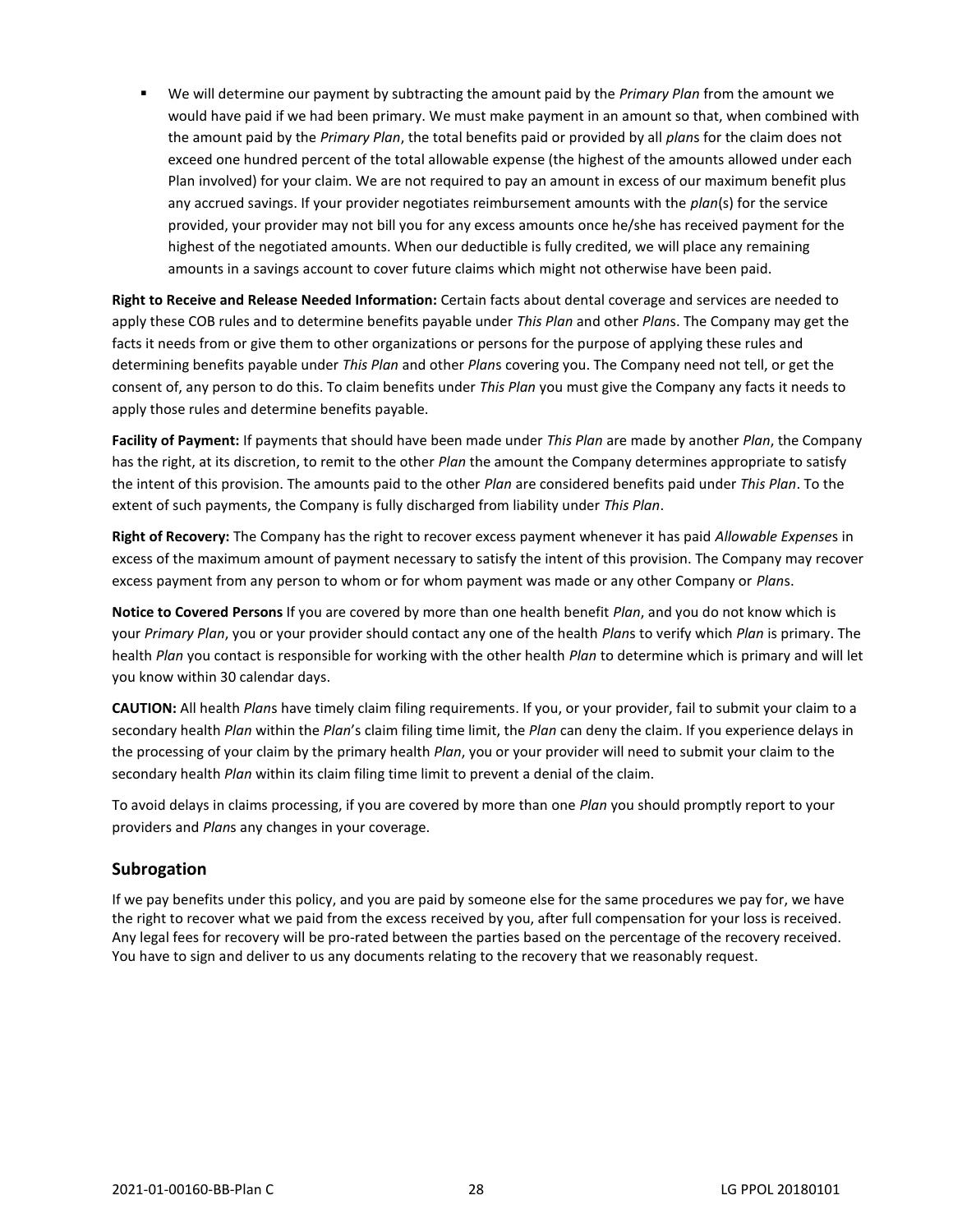- We will determine our payment by subtracting the amount paid by the *Primary Plan* from the amount we would have paid if we had been primary. We must make payment in an amount so that, when combined with the amount paid by the *Primary Plan*, the total benefits paid or provided by all *plan*s for the claim does not exceed one hundred percent of the total allowable expense (the highest of the amounts allowed under each Plan involved) for your claim. We are not required to pay an amount in excess of our maximum benefit plus any accrued savings. If your provider negotiates reimbursement amounts with the *plan*(s) for the service provided, your provider may not bill you for any excess amounts once he/she has received payment for the highest of the negotiated amounts. When our deductible is fully credited, we will place any remaining amounts in a savings account to cover future claims which might not otherwise have been paid.

**Right to Receive and Release Needed Information:** Certain facts about dental coverage and services are needed to apply these COB rules and to determine benefits payable under *This Plan* and other *Plan*s. The Company may get the facts it needs from or give them to other organizations or persons for the purpose of applying these rules and determining benefits payable under *This Plan* and other *Plan*s covering you. The Company need not tell, or get the consent of, any person to do this. To claim benefits under *This Plan* you must give the Company any facts it needs to apply those rules and determine benefits payable.

**Facility of Payment:** If payments that should have been made under *This Plan* are made by another *Plan*, the Company has the right, at its discretion, to remit to the other *Plan* the amount the Company determines appropriate to satisfy the intent of this provision. The amounts paid to the other *Plan* are considered benefits paid under *This Plan*. To the extent of such payments, the Company is fully discharged from liability under *This Plan*.

**Right of Recovery:** The Company has the right to recover excess payment whenever it has paid *Allowable Expense*s in excess of the maximum amount of payment necessary to satisfy the intent of this provision. The Company may recover excess payment from any person to whom or for whom payment was made or any other Company or *Plan*s.

**Notice to Covered Persons** If you are covered by more than one health benefit *Plan*, and you do not know which is your *Primary Plan*, you or your provider should contact any one of the health *Plan*s to verify which *Plan* is primary. The health *Plan* you contact is responsible for working with the other health *Plan* to determine which is primary and will let you know within 30 calendar days.

**CAUTION:** All health *Plan*s have timely claim filing requirements. If you, or your provider, fail to submit your claim to a secondary health *Plan* within the *Plan*'s claim filing time limit, the *Plan* can deny the claim. If you experience delays in the processing of your claim by the primary health *Plan*, you or your provider will need to submit your claim to the secondary health *Plan* within its claim filing time limit to prevent a denial of the claim.

To avoid delays in claims processing, if you are covered by more than one *Plan* you should promptly report to your providers and *Plan*s any changes in your coverage.

## Subrogation

If we pay benefits under this policy, and you are paid by someone else for the same procedures we pay for, we have the right to recover what we paid from the excess received by you, after full compensation for your loss is received. Any legal fees for recovery will be pro-rated between the parties based on the percentage of the recovery received. You have to sign and deliver to us any documents relating to the recovery that we reasonably request.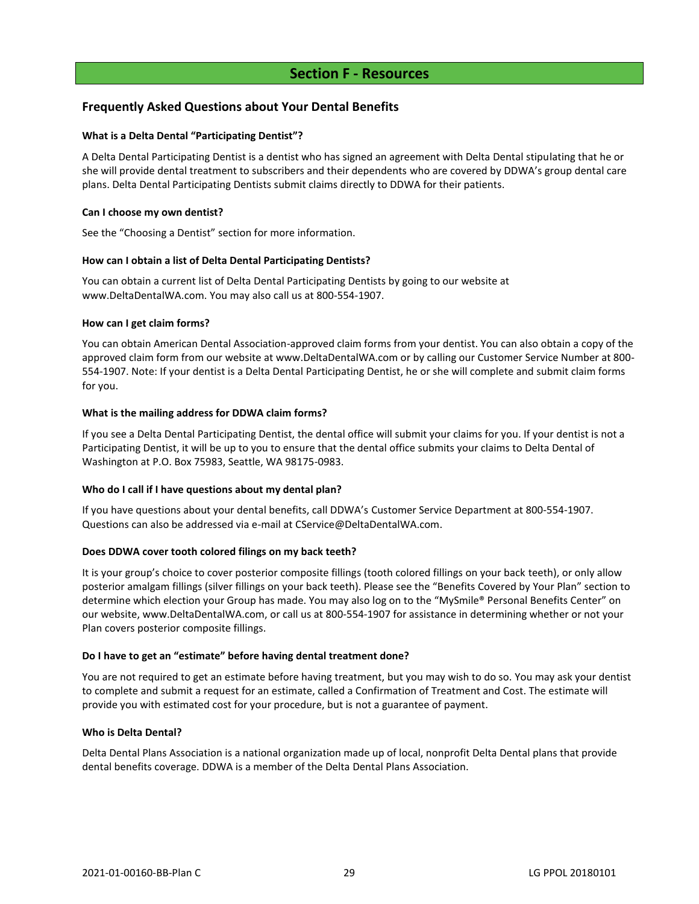# Section F - Resources

## Frequently Asked Questions about Your Dental Benefits

**What is a Delta Dental "Participating Dentist"?**

A Delta Dental Participating Dentist is a dentist who has signed an agreement with Delta Dental stipulating that he or she will provide dental treatment to subscribers and their dependents who are covered by DDWA's group dental care plans. Delta Dental Participating Dentists submit claims directly to DDWA for their patients.

**Can I choose my own dentist?**

See the "Choosing a Dentist" section for more information.

**How can I obtain a list of Delta Dental Participating Dentists?**

You can obtain a current list of Delta Dental Participating Dentists by going to our website at www.DeltaDentalWA.com. You may also call us at 800-554-1907.

**How can I get claim forms?**

You can obtain American Dental Association-approved claim forms from your dentist. You can also obtain a copy of the approved claim form from our website at www.DeltaDentalWA.com or by calling our Customer Service Number at 800-554-1907. Note: If your dentist is a Delta Dental Participating Dentist, he or she will complete and submit claim forms for you.

**What is the mailing address for DDWA claim forms?**

If you see a Delta Dental Participating Dentist, the dental office will submit your claims for you. If your dentist is not a Participating Dentist, it will be up to you to ensure that the dental office submits your claims to Delta Dental of Washington at P.O. Box 75983, Seattle, WA 98175-0983.

**Who do I call if I have questions about my dental plan?**

If you have questions about your dental benefits, call DDWA's Customer Service Department at 800-554-1907. Questions can also be addressed via e-mail at CService@DeltaDentalWA.com.

**Does DDWA cover tooth colored filings on my back teeth?**

It is your group's choice to cover posterior composite fillings (tooth colored fillings on your back teeth), or only allow posterior amalgam fillings (silver fillings on your back teeth). Please see the "Benefits Covered by Your Plan" section to determine which election your Group has made. You may also log on to the "MySmile® Personal Benefits Center" on our website, www.DeltaDentalWA.com, or call us at 800-554-1907 for assistance in determining whether or not your Plan covers posterior composite fillings.

**Do I have to get an "estimate" before having dental treatment done?**

You are not required to get an estimate before having treatment, but you may wish to do so. You may ask your dentist to complete and submit a request for an estimate, called a Confirmation of Treatment and Cost. The estimate will provide you with estimated cost for your procedure, but is not a guarantee of payment.

**Who is Delta Dental?**

Delta Dental Plans Association is a national organization made up of local, nonprofit Delta Dental plans that provide dental benefits coverage. DDWA is a member of the Delta Dental Plans Association.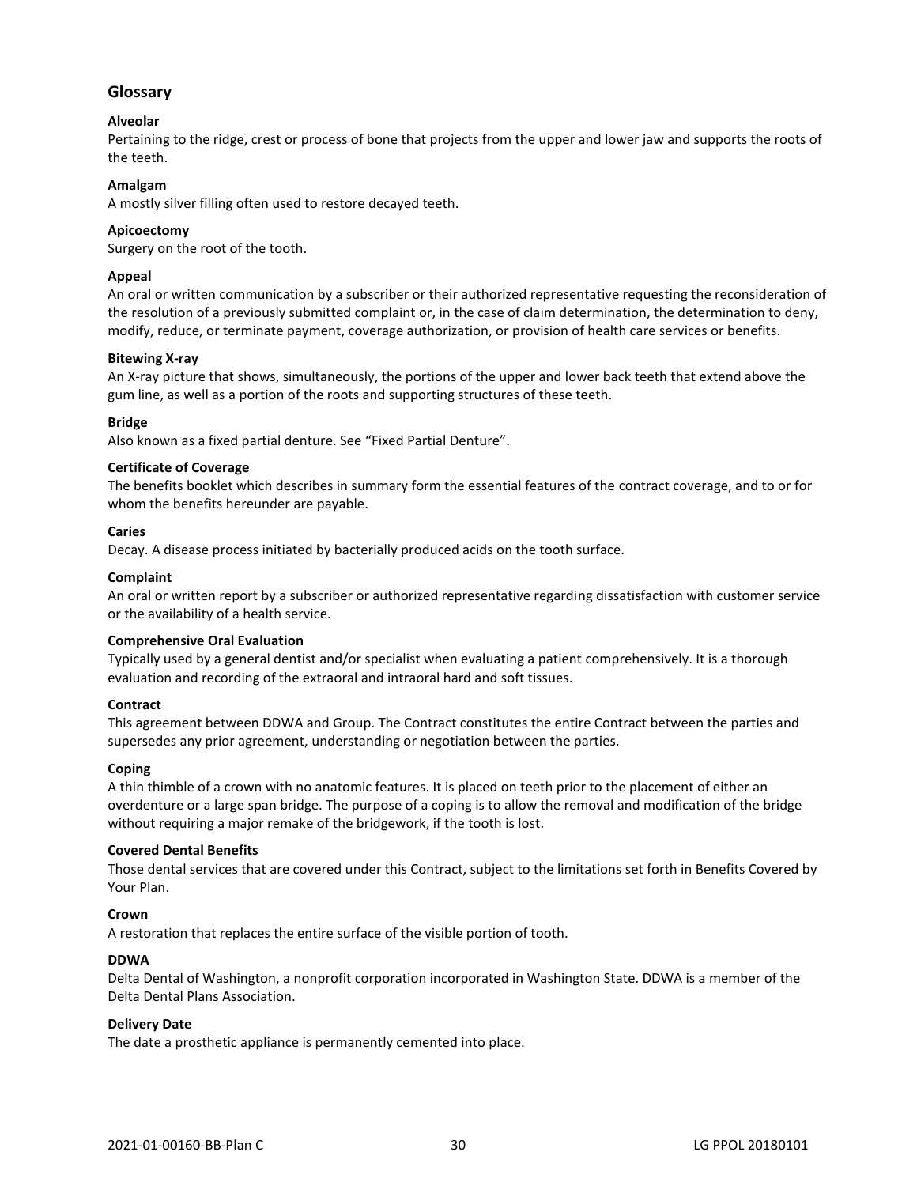## Glossary

**Alveolar**
Pertaining to the ridge, crest or process of bone that projects from the upper and lower jaw and supports the roots of the teeth.

**Amalgam**
A mostly silver filling often used to restore decayed teeth.

**Apicoectomy**
Surgery on the root of the tooth.

**Appeal**
An oral or written communication by a subscriber or their authorized representative requesting the reconsideration of the resolution of a previously submitted complaint or, in the case of claim determination, the determination to deny, modify, reduce, or terminate payment, coverage authorization, or provision of health care services or benefits.

**Bitewing X-ray**
An X-ray picture that shows, simultaneously, the portions of the upper and lower back teeth that extend above the gum line, as well as a portion of the roots and supporting structures of these teeth.

**Bridge**
Also known as a fixed partial denture. See "Fixed Partial Denture".

**Certificate of Coverage**
The benefits booklet which describes in summary form the essential features of the contract coverage, and to or for whom the benefits hereunder are payable.

**Caries**
Decay. A disease process initiated by bacterially produced acids on the tooth surface.

**Complaint**
An oral or written report by a subscriber or authorized representative regarding dissatisfaction with customer service or the availability of a health service.

**Comprehensive Oral Evaluation**
Typically used by a general dentist and/or specialist when evaluating a patient comprehensively. It is a thorough evaluation and recording of the extraoral and intraoral hard and soft tissues.

**Contract**
This agreement between DDWA and Group. The Contract constitutes the entire Contract between the parties and supersedes any prior agreement, understanding or negotiation between the parties.

**Coping**
A thin thimble of a crown with no anatomic features. It is placed on teeth prior to the placement of either an overdenture or a large span bridge. The purpose of a coping is to allow the removal and modification of the bridge without requiring a major remake of the bridgework, if the tooth is lost.

**Covered Dental Benefits**
Those dental services that are covered under this Contract, subject to the limitations set forth in Benefits Covered by Your Plan.

**Crown**
A restoration that replaces the entire surface of the visible portion of tooth.

**DDWA**
Delta Dental of Washington, a nonprofit corporation incorporated in Washington State. DDWA is a member of the Delta Dental Plans Association.

**Delivery Date**
The date a prosthetic appliance is permanently cemented into place.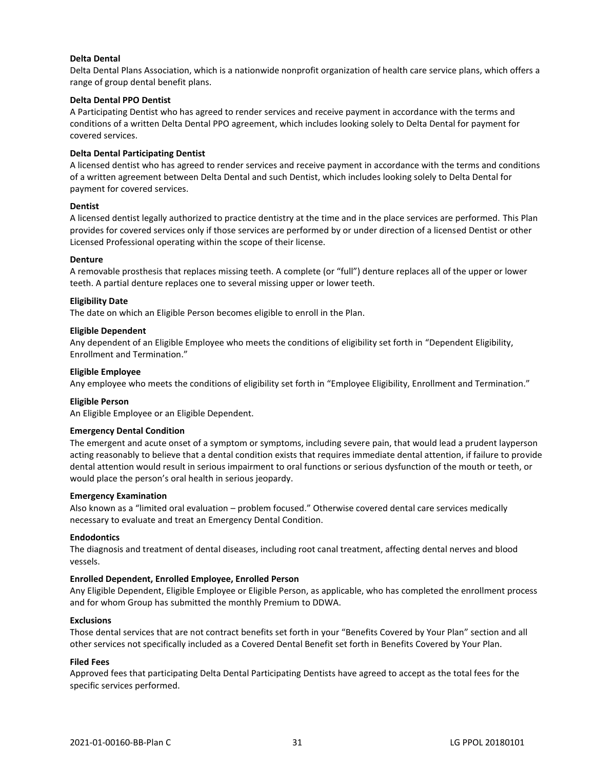**Delta Dental**

Delta Dental Plans Association, which is a nationwide nonprofit organization of health care service plans, which offers a range of group dental benefit plans.

**Delta Dental PPO Dentist**

A Participating Dentist who has agreed to render services and receive payment in accordance with the terms and conditions of a written Delta Dental PPO agreement, which includes looking solely to Delta Dental for payment for covered services.

**Delta Dental Participating Dentist**

A licensed dentist who has agreed to render services and receive payment in accordance with the terms and conditions of a written agreement between Delta Dental and such Dentist, which includes looking solely to Delta Dental for payment for covered services.

**Dentist**

A licensed dentist legally authorized to practice dentistry at the time and in the place services are performed. This Plan provides for covered services only if those services are performed by or under direction of a licensed Dentist or other Licensed Professional operating within the scope of their license.

**Denture**

A removable prosthesis that replaces missing teeth. A complete (or "full") denture replaces all of the upper or lower teeth. A partial denture replaces one to several missing upper or lower teeth.

**Eligibility Date**

The date on which an Eligible Person becomes eligible to enroll in the Plan.

**Eligible Dependent**

Any dependent of an Eligible Employee who meets the conditions of eligibility set forth in "Dependent Eligibility, Enrollment and Termination."

**Eligible Employee**

Any employee who meets the conditions of eligibility set forth in "Employee Eligibility, Enrollment and Termination."

**Eligible Person**

An Eligible Employee or an Eligible Dependent.

**Emergency Dental Condition**

The emergent and acute onset of a symptom or symptoms, including severe pain, that would lead a prudent layperson acting reasonably to believe that a dental condition exists that requires immediate dental attention, if failure to provide dental attention would result in serious impairment to oral functions or serious dysfunction of the mouth or teeth, or would place the person's oral health in serious jeopardy.

**Emergency Examination**

Also known as a "limited oral evaluation – problem focused." Otherwise covered dental care services medically necessary to evaluate and treat an Emergency Dental Condition.

**Endodontics**

The diagnosis and treatment of dental diseases, including root canal treatment, affecting dental nerves and blood vessels.

**Enrolled Dependent, Enrolled Employee, Enrolled Person**

Any Eligible Dependent, Eligible Employee or Eligible Person, as applicable, who has completed the enrollment process and for whom Group has submitted the monthly Premium to DDWA.

**Exclusions**

Those dental services that are not contract benefits set forth in your "Benefits Covered by Your Plan" section and all other services not specifically included as a Covered Dental Benefit set forth in Benefits Covered by Your Plan.

**Filed Fees**

Approved fees that participating Delta Dental Participating Dentists have agreed to accept as the total fees for the specific services performed.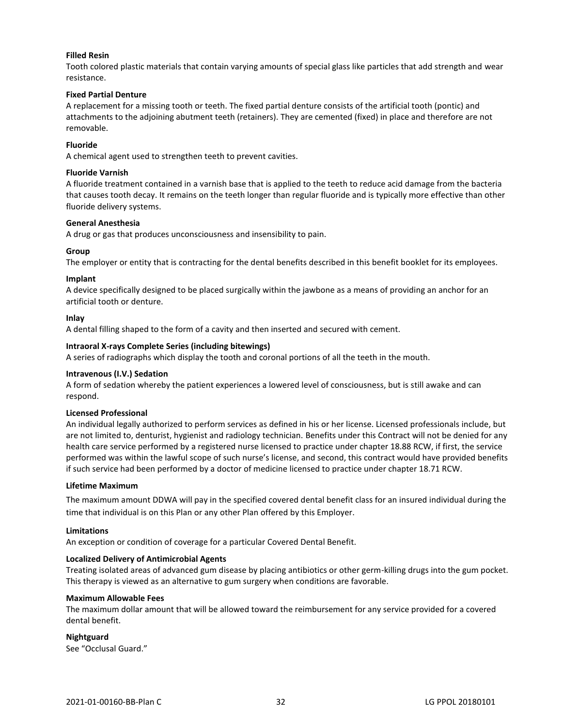**Filled Resin**
Tooth colored plastic materials that contain varying amounts of special glass like particles that add strength and wear resistance.

**Fixed Partial Denture**
A replacement for a missing tooth or teeth. The fixed partial denture consists of the artificial tooth (pontic) and attachments to the adjoining abutment teeth (retainers). They are cemented (fixed) in place and therefore are not removable.

**Fluoride**
A chemical agent used to strengthen teeth to prevent cavities.

**Fluoride Varnish**
A fluoride treatment contained in a varnish base that is applied to the teeth to reduce acid damage from the bacteria that causes tooth decay. It remains on the teeth longer than regular fluoride and is typically more effective than other fluoride delivery systems.

**General Anesthesia**
A drug or gas that produces unconsciousness and insensibility to pain.

**Group**
The employer or entity that is contracting for the dental benefits described in this benefit booklet for its employees.

**Implant**
A device specifically designed to be placed surgically within the jawbone as a means of providing an anchor for an artificial tooth or denture.

**Inlay**
A dental filling shaped to the form of a cavity and then inserted and secured with cement.

**Intraoral X-rays Complete Series (including bitewings)**
A series of radiographs which display the tooth and coronal portions of all the teeth in the mouth.

**Intravenous (I.V.) Sedation**
A form of sedation whereby the patient experiences a lowered level of consciousness, but is still awake and can respond.

**Licensed Professional**
An individual legally authorized to perform services as defined in his or her license. Licensed professionals include, but are not limited to, denturist, hygienist and radiology technician. Benefits under this Contract will not be denied for any health care service performed by a registered nurse licensed to practice under chapter 18.88 RCW, if first, the service performed was within the lawful scope of such nurse's license, and second, this contract would have provided benefits if such service had been performed by a doctor of medicine licensed to practice under chapter 18.71 RCW.

**Lifetime Maximum**
The maximum amount DDWA will pay in the specified covered dental benefit class for an insured individual during the time that individual is on this Plan or any other Plan offered by this Employer.

**Limitations**
An exception or condition of coverage for a particular Covered Dental Benefit.

**Localized Delivery of Antimicrobial Agents**
Treating isolated areas of advanced gum disease by placing antibiotics or other germ-killing drugs into the gum pocket. This therapy is viewed as an alternative to gum surgery when conditions are favorable.

**Maximum Allowable Fees**
The maximum dollar amount that will be allowed toward the reimbursement for any service provided for a covered dental benefit.

**Nightguard**
See "Occlusal Guard."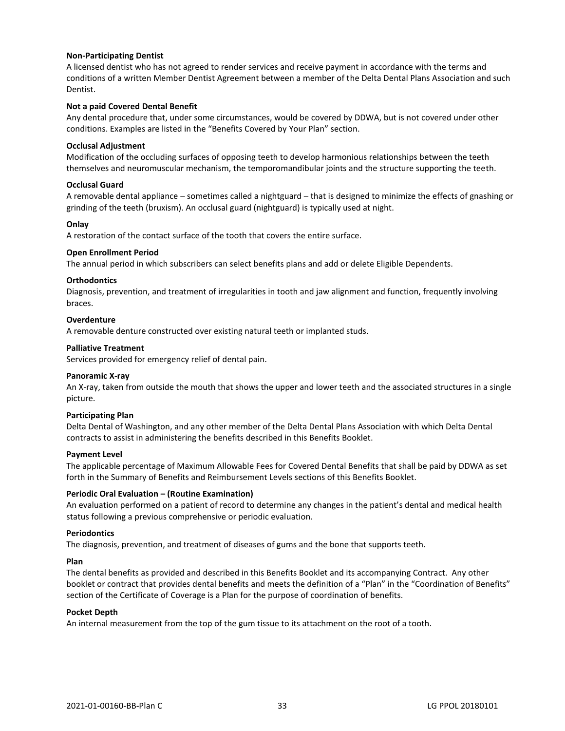**Non-Participating Dentist**
A licensed dentist who has not agreed to render services and receive payment in accordance with the terms and conditions of a written Member Dentist Agreement between a member of the Delta Dental Plans Association and such Dentist.

**Not a paid Covered Dental Benefit**
Any dental procedure that, under some circumstances, would be covered by DDWA, but is not covered under other conditions. Examples are listed in the "Benefits Covered by Your Plan" section.

**Occlusal Adjustment**
Modification of the occluding surfaces of opposing teeth to develop harmonious relationships between the teeth themselves and neuromuscular mechanism, the temporomandibular joints and the structure supporting the teeth.

**Occlusal Guard**
A removable dental appliance – sometimes called a nightguard – that is designed to minimize the effects of gnashing or grinding of the teeth (bruxism). An occlusal guard (nightguard) is typically used at night.

**Onlay**
A restoration of the contact surface of the tooth that covers the entire surface.

**Open Enrollment Period**
The annual period in which subscribers can select benefits plans and add or delete Eligible Dependents.

**Orthodontics**
Diagnosis, prevention, and treatment of irregularities in tooth and jaw alignment and function, frequently involving braces.

**Overdenture**
A removable denture constructed over existing natural teeth or implanted studs.

**Palliative Treatment**
Services provided for emergency relief of dental pain.

**Panoramic X-ray**
An X-ray, taken from outside the mouth that shows the upper and lower teeth and the associated structures in a single picture.

**Participating Plan**
Delta Dental of Washington, and any other member of the Delta Dental Plans Association with which Delta Dental contracts to assist in administering the benefits described in this Benefits Booklet.

**Payment Level**
The applicable percentage of Maximum Allowable Fees for Covered Dental Benefits that shall be paid by DDWA as set forth in the Summary of Benefits and Reimbursement Levels sections of this Benefits Booklet.

**Periodic Oral Evaluation – (Routine Examination)**
An evaluation performed on a patient of record to determine any changes in the patient's dental and medical health status following a previous comprehensive or periodic evaluation.

**Periodontics**
The diagnosis, prevention, and treatment of diseases of gums and the bone that supports teeth.

**Plan**
The dental benefits as provided and described in this Benefits Booklet and its accompanying Contract. Any other booklet or contract that provides dental benefits and meets the definition of a "Plan" in the "Coordination of Benefits" section of the Certificate of Coverage is a Plan for the purpose of coordination of benefits.

**Pocket Depth**
An internal measurement from the top of the gum tissue to its attachment on the root of a tooth.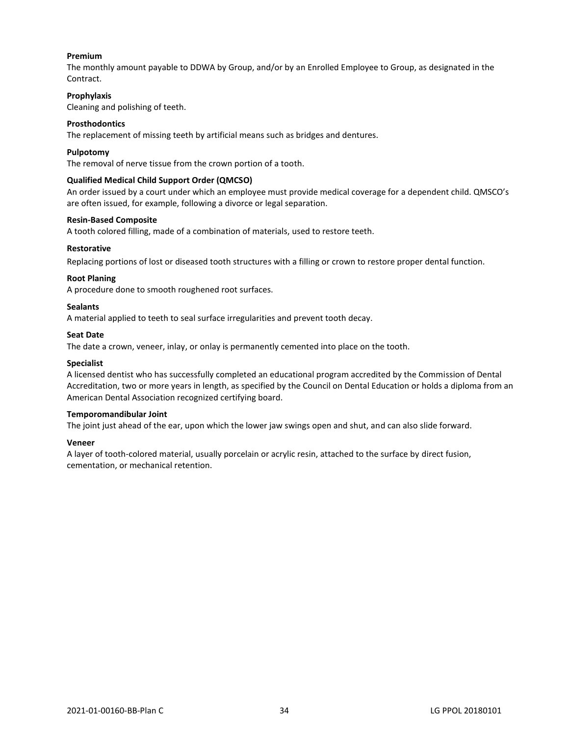**Premium**

The monthly amount payable to DDWA by Group, and/or by an Enrolled Employee to Group, as designated in the Contract.

**Prophylaxis**

Cleaning and polishing of teeth.

**Prosthodontics**

The replacement of missing teeth by artificial means such as bridges and dentures.

**Pulpotomy**

The removal of nerve tissue from the crown portion of a tooth.

**Qualified Medical Child Support Order (QMCSO)**

An order issued by a court under which an employee must provide medical coverage for a dependent child. QMSCO's are often issued, for example, following a divorce or legal separation.

**Resin-Based Composite**

A tooth colored filling, made of a combination of materials, used to restore teeth.

**Restorative**

Replacing portions of lost or diseased tooth structures with a filling or crown to restore proper dental function.

**Root Planing**

A procedure done to smooth roughened root surfaces.

**Sealants**

A material applied to teeth to seal surface irregularities and prevent tooth decay.

**Seat Date**

The date a crown, veneer, inlay, or onlay is permanently cemented into place on the tooth.

**Specialist**

A licensed dentist who has successfully completed an educational program accredited by the Commission of Dental Accreditation, two or more years in length, as specified by the Council on Dental Education or holds a diploma from an American Dental Association recognized certifying board.

**Temporomandibular Joint**

The joint just ahead of the ear, upon which the lower jaw swings open and shut, and can also slide forward.

**Veneer**

A layer of tooth-colored material, usually porcelain or acrylic resin, attached to the surface by direct fusion, cementation, or mechanical retention.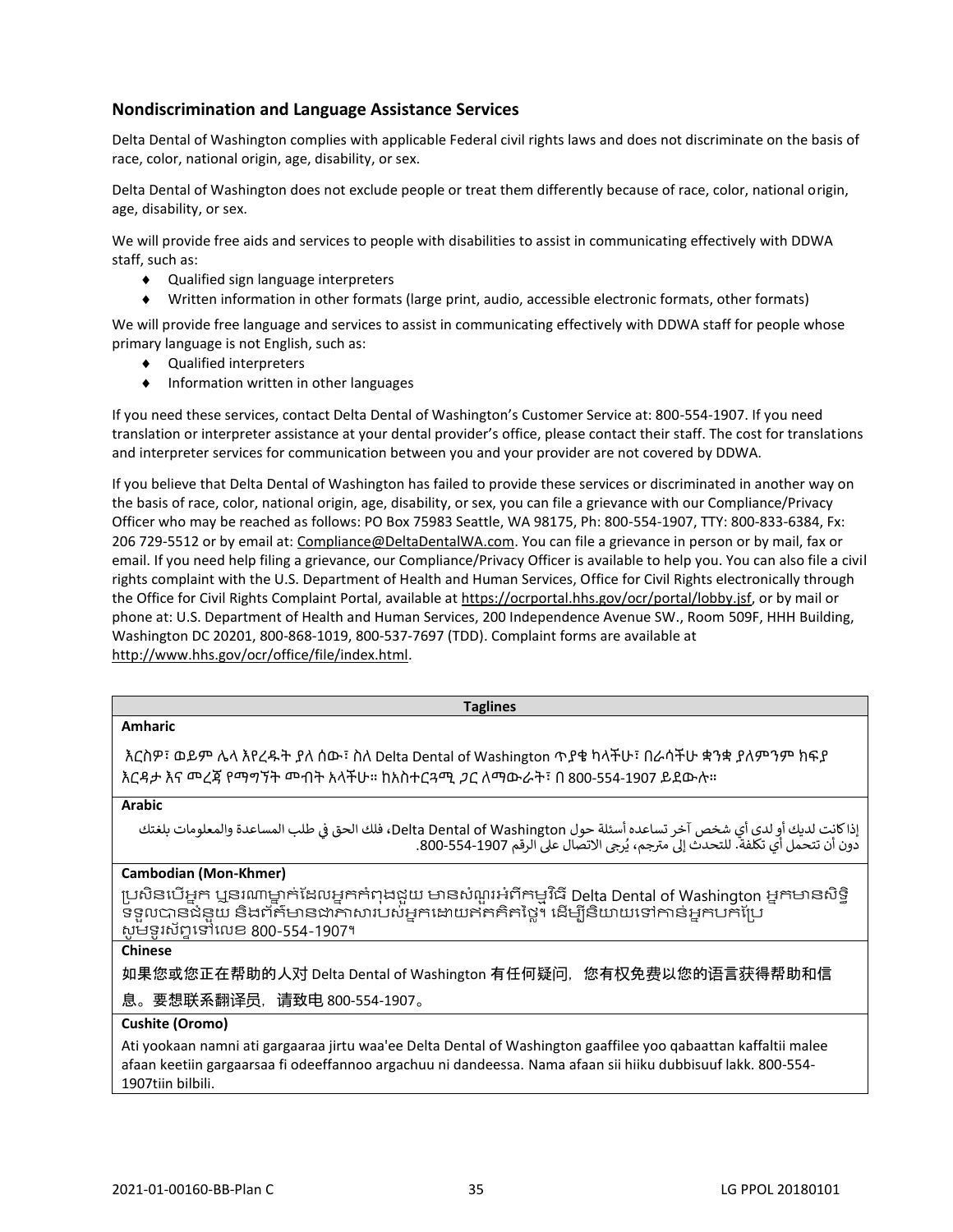## Nondiscrimination and Language Assistance Services

Delta Dental of Washington complies with applicable Federal civil rights laws and does not discriminate on the basis of race, color, national origin, age, disability, or sex.

Delta Dental of Washington does not exclude people or treat them differently because of race, color, national origin, age, disability, or sex.

We will provide free aids and services to people with disabilities to assist in communicating effectively with DDWA staff, such as:

- Qualified sign language interpreters
- Written information in other formats (large print, audio, accessible electronic formats, other formats)

We will provide free language and services to assist in communicating effectively with DDWA staff for people whose primary language is not English, such as:

- Qualified interpreters
- Information written in other languages

If you need these services, contact Delta Dental of Washington's Customer Service at: 800-554-1907. If you need translation or interpreter assistance at your dental provider's office, please contact their staff. The cost for translations and interpreter services for communication between you and your provider are not covered by DDWA.

If you believe that Delta Dental of Washington has failed to provide these services or discriminated in another way on the basis of race, color, national origin, age, disability, or sex, you can file a grievance with our Compliance/Privacy Officer who may be reached as follows: PO Box 75983 Seattle, WA 98175, Ph: 800-554-1907, TTY: 800-833-6384, Fx: 206 729-5512 or by email at: Compliance@DeltaDentalWA.com. You can file a grievance in person or by mail, fax or email. If you need help filing a grievance, our Compliance/Privacy Officer is available to help you. You can also file a civil rights complaint with the U.S. Department of Health and Human Services, Office for Civil Rights electronically through the Office for Civil Rights Complaint Portal, available at https://ocrportal.hhs.gov/ocr/portal/lobby.jsf, or by mail or phone at: U.S. Department of Health and Human Services, 200 Independence Avenue SW., Room 509F, HHH Building, Washington DC 20201, 800-868-1019, 800-537-7697 (TDD). Complaint forms are available at http://www.hhs.gov/ocr/office/file/index.html.

| Taglines |
|---|
| **Amharic** |
| እርስዎ፣ ወይም ሌላ እየረዱት ያለ ሰው፣ ስለ Delta Dental of Washington ጥያቄ ካላችሁ፣ በራሳችሁ ቋንቋ ያለምንም ክፍያ እርዳታ እና መረጃ የማግኘት መብት አላችሁ። ከአስተርጓሚ ጋር ለማውራት፣ በ 800-554-1907 ይደውሉ። |
| **Arabic** |
| إذا كانت لديك أو لدى أي شخص آخر تساعده أسئلة حول Delta Dental of Washington، فلك الحق في طلب المساعدة والمعلومات بلغتك دون أن تتحمل أي تكلفة. للتحدث إلى مترجم، يُرجى الاتصال على الرقم 1907-554-800. |
| **Cambodian (Mon-Khmer)** |
| ប្រសិនបើអ្នក ឬនរណាម្នាក់ដែលអ្នកកំពុងជួយ មានសំណួរអំពីកម្មវិធី Delta Dental of Washington អ្នកមានសិទ្ធិទទួលបានជំនួយ និងព័ត៌មានជាភាសារបស់អ្នកដោយឥតគិតថ្លៃ។ ដើម្បីនិយាយទៅកាន់អ្នកបកប្រែ សូមទូរស័ព្ទទៅលេខ 800-554-1907។ |
| **Chinese** |
| 如果您或您正在帮助的人对 Delta Dental of Washington 有任何疑问，您有权免费以您的语言获得帮助和信息。要想联系翻译员，请致电 800-554-1907。 |
| **Cushite (Oromo)** |
| Ati yookaan namni ati gargaaraa jirtu waa'ee Delta Dental of Washington gaaffilee yoo qabaattan kaffaltii malee afaan keetiin gargaarsaa fi odeeffannoo argachuu ni dandeessa. Nama afaan sii hiiku dubbisuuf lakk. 800-554-1907tiin bilbili. |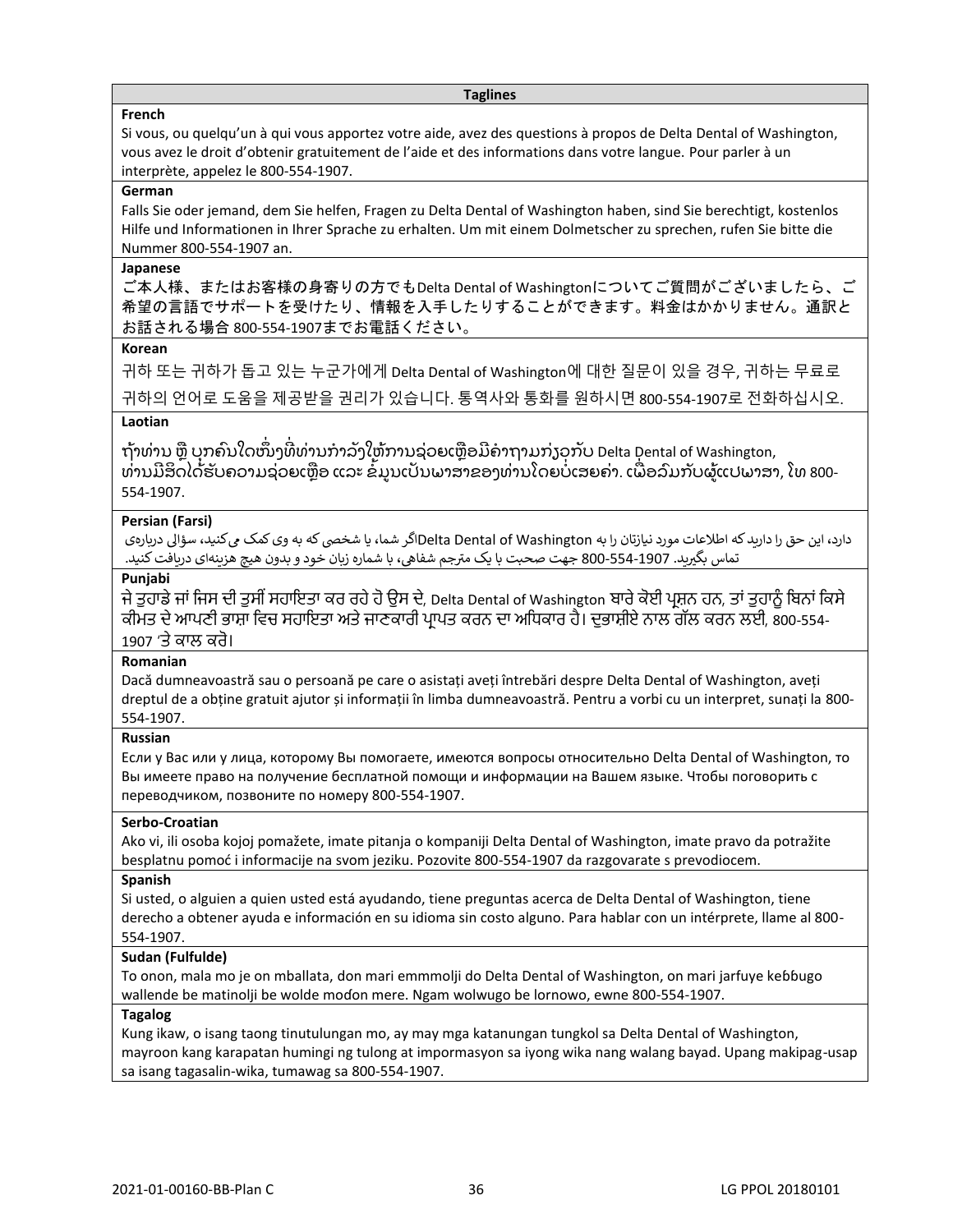| Taglines |
| --- |
| **French** |
| Si vous, ou quelqu'un à qui vous apportez votre aide, avez des questions à propos de Delta Dental of Washington, vous avez le droit d'obtenir gratuitement de l'aide et des informations dans votre langue. Pour parler à un interprète, appelez le 800-554-1907. |
| **German** |
| Falls Sie oder jemand, dem Sie helfen, Fragen zu Delta Dental of Washington haben, sind Sie berechtigt, kostenlos Hilfe und Informationen in Ihrer Sprache zu erhalten. Um mit einem Dolmetscher zu sprechen, rufen Sie bitte die Nummer 800-554-1907 an. |
| **Japanese** |
| ご本人様、またはお客様の身寄りの方でもDelta Dental of Washingtonについてご質問がございましたら、ご希望の言語でサポートを受けたり、情報を入手したりすることができます。料金はかかりません。通訳とお話される場合 800-554-1907までお電話ください。 |
| **Korean** |
| 귀하 또는 귀하가 돕고 있는 누군가에게 Delta Dental of Washington에 대한 질문이 있을 경우, 귀하는 무료로 귀하의 언어로 도움을 제공받을 권리가 있습니다. 통역사와 통화를 원하시면 800-554-1907로 전화하십시오. |
| **Laotian** |
| ຖ້າທ່ານ ຫຼື ບຸກຄົນໃດໜຶ່ງທີ່ທ່ານກໍາລັງໃຫ້ການຊ່ວຍເຫຼືອມີຄໍາຖາມກ່ຽວກັບ Delta Dental of Washington, ທ່ານມີສິດໄດ້ຮັບຄວາມຊ່ວຍເຫຼືອ ແລະ ຂໍ້ມູນເປັນພາສາຂອງທ່ານໂດຍບໍ່ເສຍຄ່າ. ເພື່ອລົມກັບຜູ້ແປພາສາ, ໂທ 800-554-1907. |
| **Persian (Farsi)** |
| اگر شما، یا شخصی که به وی کمک می‌کنید، سؤالی درباره‌ی Delta Dental of Washington دارد، این حق را دارید که اطلاعات مورد نیازتان را به زبان خود و بدون هیچ هزینه‌ای دریافت کنید. جهت صحبت با یک مترجم شفاهی، با شماره 800-554-1907 تماس بگیرید. |
| **Punjabi** |
| ਜੇ ਤੁਹਾਡੇ ਜਾਂ ਜਿਸ ਦੀ ਤੁਸੀਂ ਸਹਾਇਤਾ ਕਰ ਰਹੇ ਹੋ ਉਸ ਦੇ, Delta Dental of Washington ਬਾਰੇ ਕੋਈ ਪ੍ਰਸ਼ਨ ਹਨ, ਤਾਂ ਤੁਹਾਨੂੰ ਬਿਨਾਂ ਕਿਸੇ ਕੀਮਤ ਦੇ ਆਪਣੀ ਭਾਸ਼ਾ ਵਿਚ ਸਹਾਇਤਾ ਅਤੇ ਜਾਣਕਾਰੀ ਪ੍ਰਾਪਤ ਕਰਨ ਦਾ ਅਧਿਕਾਰ ਹੈ। ਦੁਭਾਸ਼ੀਏ ਨਾਲ ਗੱਲ ਕਰਨ ਲਈ, 800-554-1907 'ਤੇ ਕਾਲ ਕਰੋ। |
| **Romanian** |
| Dacă dumneavoastră sau o persoană pe care o asistați aveți întrebări despre Delta Dental of Washington, aveți dreptul de a obține gratuit ajutor și informații în limba dumneavoastră. Pentru a vorbi cu un interpret, sunați la 800-554-1907. |
| **Russian** |
| Если у Вас или у лица, которому Вы помогаете, имеются вопросы относительно Delta Dental of Washington, то Вы имеете право на получение бесплатной помощи и информации на Вашем языке. Чтобы поговорить с переводчиком, позвоните по номеру 800-554-1907. |
| **Serbo-Croatian** |
| Ako vi, ili osoba kojoj pomažete, imate pitanja o kompaniji Delta Dental of Washington, imate pravo da potražite besplatnu pomoć i informacije na svom jeziku. Pozovite 800-554-1907 da razgovarate s prevodiocem. |
| **Spanish** |
| Si usted, o alguien a quien usted está ayudando, tiene preguntas acerca de Delta Dental of Washington, tiene derecho a obtener ayuda e información en su idioma sin costo alguno. Para hablar con un intérprete, llame al 800-554-1907. |
| **Sudan (Fulfulde)** |
| To onon, mala mo je on mballata, don mari emmmolji do Delta Dental of Washington, on mari jarfuye keɓɓugo wallende be matinolji be wolde moɗon mere. Ngam wolwugo be lornowo, ewne 800-554-1907. |
| **Tagalog** |
| Kung ikaw, o isang taong tinutulungan mo, ay may mga katanungan tungkol sa Delta Dental of Washington, mayroon kang karapatan humingi ng tulong at impormasyon sa iyong wika nang walang bayad. Upang makipag-usap sa isang tagasalin-wika, tumawag sa 800-554-1907. |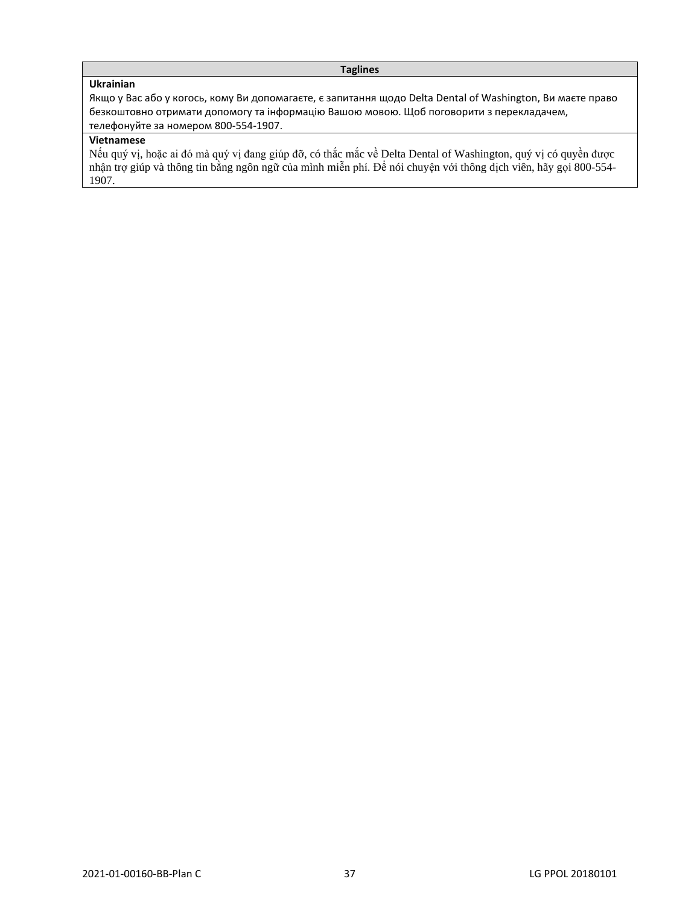| Taglines |
| --- |
| **Ukrainian**<br>Якщо у Вас або у когось, кому Ви допомагаєте, є запитання щодо Delta Dental of Washington, Ви маєте право безкоштовно отримати допомогу та інформацію Вашою мовою. Щоб поговорити з перекладачем, телефонуйте за номером 800-554-1907. |
| **Vietnamese**<br>Nếu quý vị, hoặc ai đó mà quý vị đang giúp đỡ, có thắc mắc về Delta Dental of Washington, quý vị có quyền được nhận trợ giúp và thông tin bằng ngôn ngữ của mình miễn phí. Để nói chuyện với thông dịch viên, hãy gọi 800-554-1907. |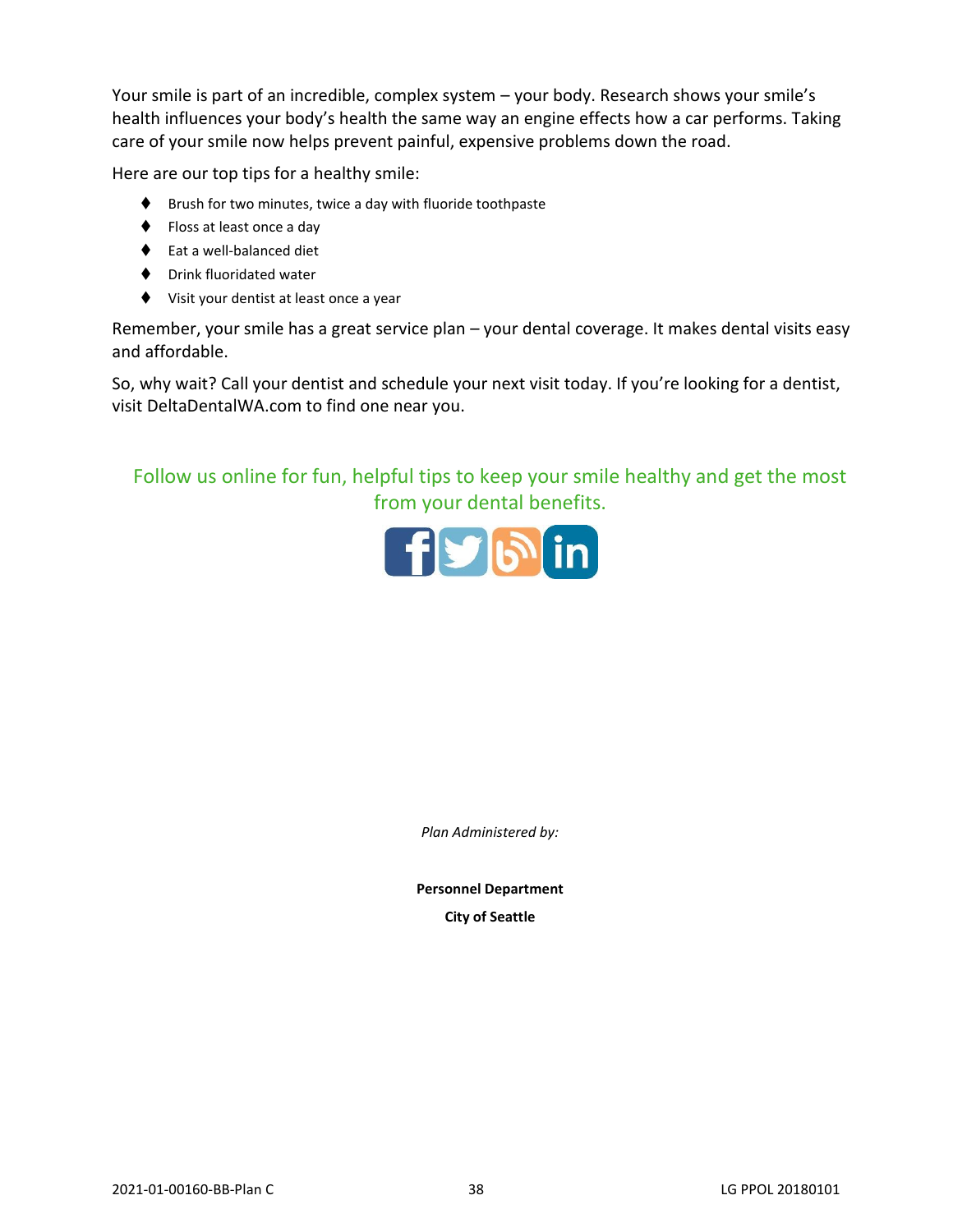Your smile is part of an incredible, complex system – your body. Research shows your smile's health influences your body's health the same way an engine effects how a car performs. Taking care of your smile now helps prevent painful, expensive problems down the road.

Here are our top tips for a healthy smile:

- Brush for two minutes, twice a day with fluoride toothpaste
- Floss at least once a day
- Eat a well-balanced diet
- Drink fluoridated water
- Visit your dentist at least once a year

Remember, your smile has a great service plan – your dental coverage. It makes dental visits easy and affordable.

So, why wait? Call your dentist and schedule your next visit today. If you're looking for a dentist, visit DeltaDentalWA.com to find one near you.

Follow us online for fun, helpful tips to keep your smile healthy and get the most from your dental benefits.

*Plan Administered by:*

**Personnel Department**

**City of Seattle**